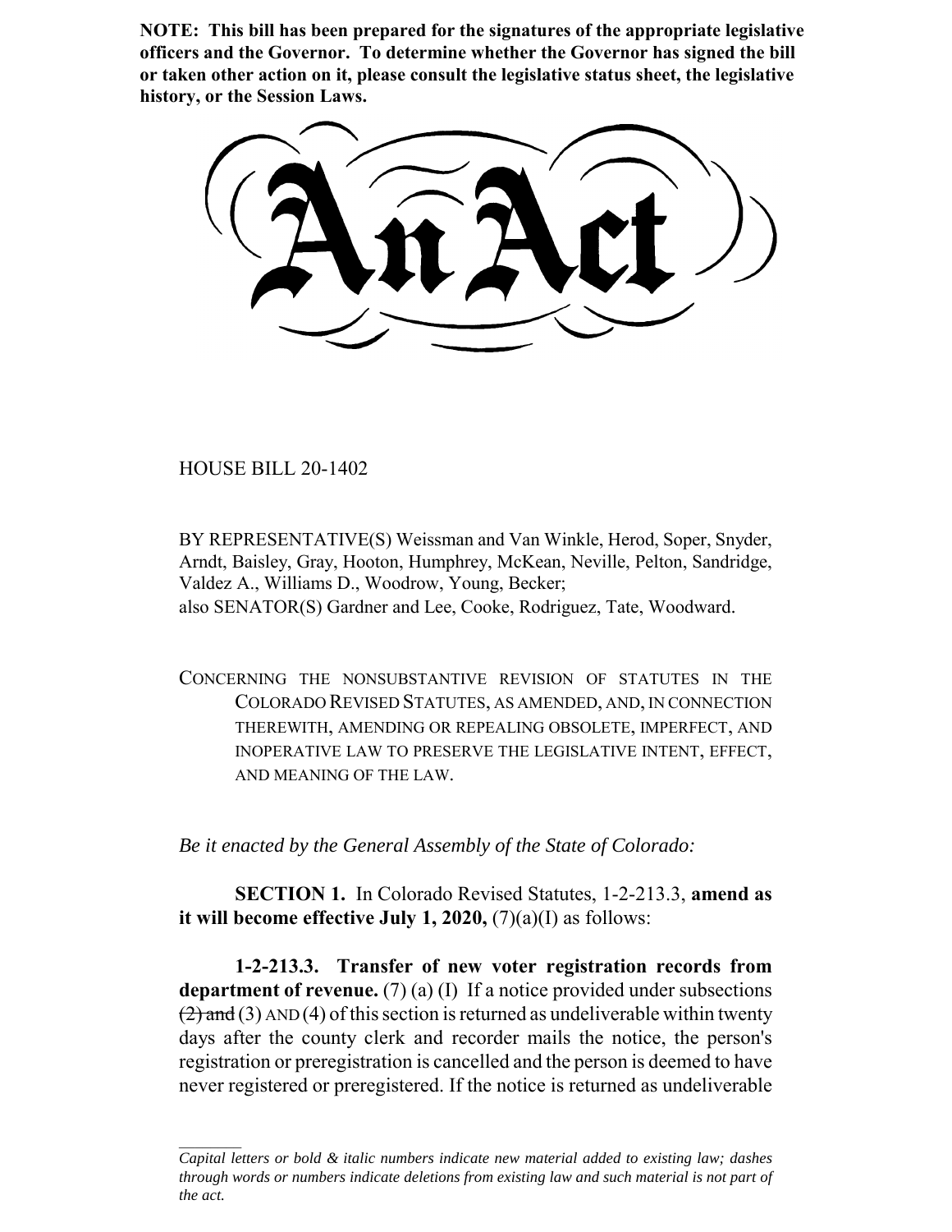**NOTE: This bill has been prepared for the signatures of the appropriate legislative officers and the Governor. To determine whether the Governor has signed the bill or taken other action on it, please consult the legislative status sheet, the legislative history, or the Session Laws.**

# An Act

HOUSE BILL 20-1402

BY REPRESENTATIVE(S) Weissman and Van Winkle, Herod, Soper, Snyder, Arndt, Baisley, Gray, Hooton, Humphrey, McKean, Neville, Pelton, Sandridge, Valdez A., Williams D., Woodrow, Young, Becker;
also SENATOR(S) Gardner and Lee, Cooke, Rodriguez, Tate, Woodward.

CONCERNING THE NONSUBSTANTIVE REVISION OF STATUTES IN THE COLORADO REVISED STATUTES, AS AMENDED, AND, IN CONNECTION THEREWITH, AMENDING OR REPEALING OBSOLETE, IMPERFECT, AND INOPERATIVE LAW TO PRESERVE THE LEGISLATIVE INTENT, EFFECT, AND MEANING OF THE LAW.

*Be it enacted by the General Assembly of the State of Colorado:*

**SECTION 1.** In Colorado Revised Statutes, 1-2-213.3, **amend as it will become effective July 1, 2020,** (7)(a)(I) as follows:

**1-2-213.3. Transfer of new voter registration records from department of revenue.** (7) (a) (I) If a notice provided under subsections ~~(2) and~~ (3) AND (4) of this section is returned as undeliverable within twenty days after the county clerk and recorder mails the notice, the person's registration or preregistration is cancelled and the person is deemed to have never registered or preregistered. If the notice is returned as undeliverable

*Capital letters or bold & italic numbers indicate new material added to existing law; dashes through words or numbers indicate deletions from existing law and such material is not part of the act.*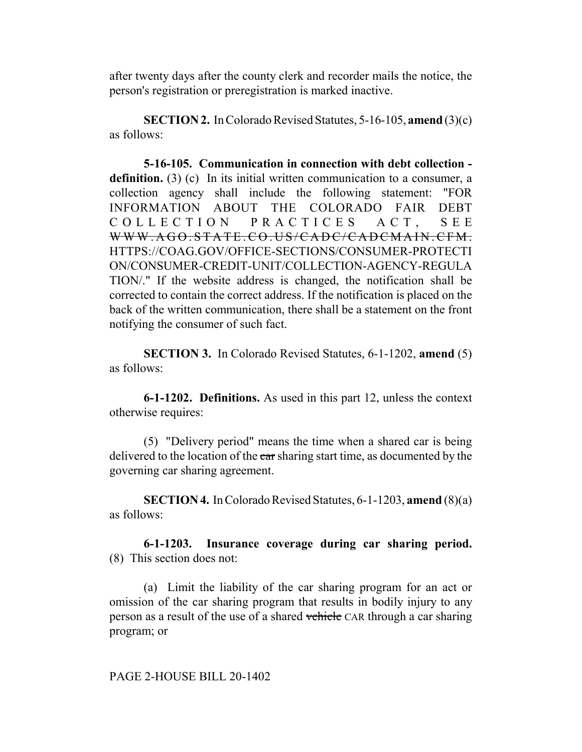after twenty days after the county clerk and recorder mails the notice, the person's registration or preregistration is marked inactive.

**SECTION 2.** In Colorado Revised Statutes, 5-16-105, **amend** (3)(c) as follows:

**5-16-105. Communication in connection with debt collection - definition.** (3) (c) In its initial written communication to a consumer, a collection agency shall include the following statement: "FOR INFORMATION ABOUT THE COLORADO FAIR DEBT COLLECTION PRACTICES ACT, SEE ~~WWW.AGO.STATE.CO.US/CADC/CADCMAIN.CFM.~~ HTTPS://COAG.GOV/OFFICE-SECTIONS/CONSUMER-PROTECTION/CONSUMER-CREDIT-UNIT/COLLECTION-AGENCY-REGULATION/." If the website address is changed, the notification shall be corrected to contain the correct address. If the notification is placed on the back of the written communication, there shall be a statement on the front notifying the consumer of such fact.

**SECTION 3.** In Colorado Revised Statutes, 6-1-1202, **amend** (5) as follows:

**6-1-1202. Definitions.** As used in this part 12, unless the context otherwise requires:

(5) "Delivery period" means the time when a shared car is being delivered to the location of the ~~car~~ sharing start time, as documented by the governing car sharing agreement.

**SECTION 4.** In Colorado Revised Statutes, 6-1-1203, **amend** (8)(a) as follows:

**6-1-1203. Insurance coverage during car sharing period.** (8) This section does not:

(a) Limit the liability of the car sharing program for an act or omission of the car sharing program that results in bodily injury to any person as a result of the use of a shared ~~vehicle~~ CAR through a car sharing program; or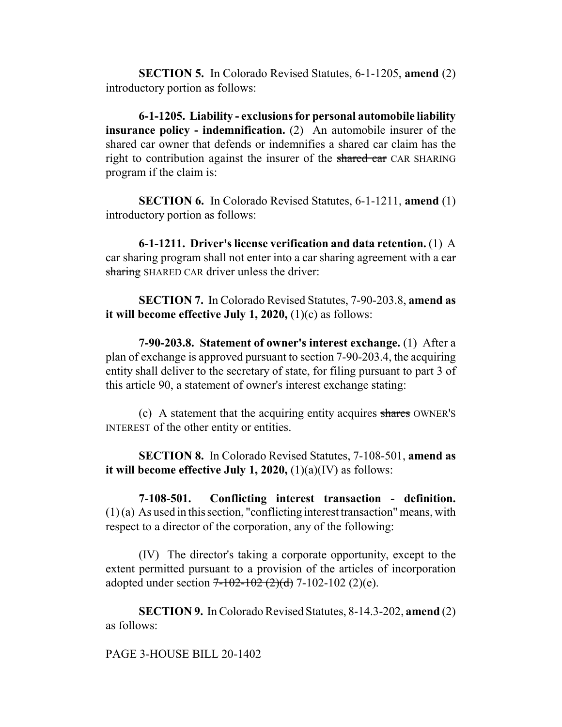**SECTION 5.** In Colorado Revised Statutes, 6-1-1205, **amend** (2) introductory portion as follows:

**6-1-1205. Liability - exclusions for personal automobile liability insurance policy - indemnification.** (2) An automobile insurer of the shared car owner that defends or indemnifies a shared car claim has the right to contribution against the insurer of the ~~shared car~~ CAR SHARING program if the claim is:

**SECTION 6.** In Colorado Revised Statutes, 6-1-1211, **amend** (1) introductory portion as follows:

**6-1-1211. Driver's license verification and data retention.** (1) A car sharing program shall not enter into a car sharing agreement with a ~~car sharing~~ SHARED CAR driver unless the driver:

**SECTION 7.** In Colorado Revised Statutes, 7-90-203.8, **amend as it will become effective July 1, 2020,** (1)(c) as follows:

**7-90-203.8. Statement of owner's interest exchange.** (1) After a plan of exchange is approved pursuant to section 7-90-203.4, the acquiring entity shall deliver to the secretary of state, for filing pursuant to part 3 of this article 90, a statement of owner's interest exchange stating:

(c) A statement that the acquiring entity acquires ~~shares~~ OWNER'S INTEREST of the other entity or entities.

**SECTION 8.** In Colorado Revised Statutes, 7-108-501, **amend as it will become effective July 1, 2020,** (1)(a)(IV) as follows:

**7-108-501. Conflicting interest transaction - definition.** (1) (a) As used in this section, "conflicting interest transaction" means, with respect to a director of the corporation, any of the following:

(IV) The director's taking a corporate opportunity, except to the extent permitted pursuant to a provision of the articles of incorporation adopted under section ~~7-102-102 (2)(d)~~ 7-102-102 (2)(e).

**SECTION 9.** In Colorado Revised Statutes, 8-14.3-202, **amend** (2) as follows: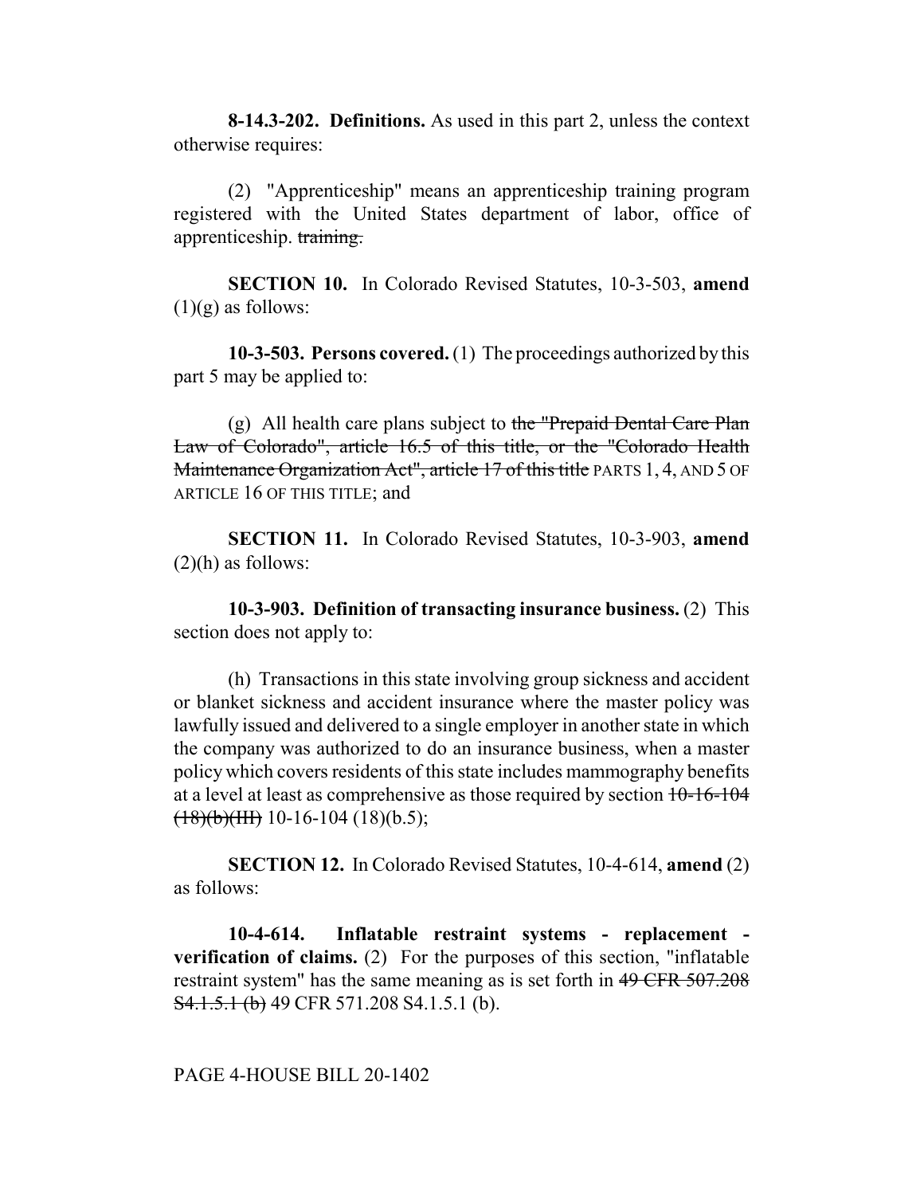**8-14.3-202. Definitions.** As used in this part 2, unless the context otherwise requires:

(2) "Apprenticeship" means an apprenticeship training program registered with the United States department of labor, office of apprenticeship. ~~training.~~

**SECTION 10.** In Colorado Revised Statutes, 10-3-503, **amend** (1)(g) as follows:

**10-3-503. Persons covered.** (1) The proceedings authorized by this part 5 may be applied to:

(g) All health care plans subject to ~~the "Prepaid Dental Care Plan Law of Colorado", article 16.5 of this title, or the "Colorado Health Maintenance Organization Act", article 17 of this title~~ PARTS 1, 4, AND 5 OF ARTICLE 16 OF THIS TITLE; and

**SECTION 11.** In Colorado Revised Statutes, 10-3-903, **amend** (2)(h) as follows:

**10-3-903. Definition of transacting insurance business.** (2) This section does not apply to:

(h) Transactions in this state involving group sickness and accident or blanket sickness and accident insurance where the master policy was lawfully issued and delivered to a single employer in another state in which the company was authorized to do an insurance business, when a master policy which covers residents of this state includes mammography benefits at a level at least as comprehensive as those required by section ~~10-16-104 (18)(b)(III)~~ 10-16-104 (18)(b.5);

**SECTION 12.** In Colorado Revised Statutes, 10-4-614, **amend** (2) as follows:

**10-4-614. Inflatable restraint systems - replacement - verification of claims.** (2) For the purposes of this section, "inflatable restraint system" has the same meaning as is set forth in ~~49 CFR 507.208 S4.1.5.1 (b)~~ 49 CFR 571.208 S4.1.5.1 (b).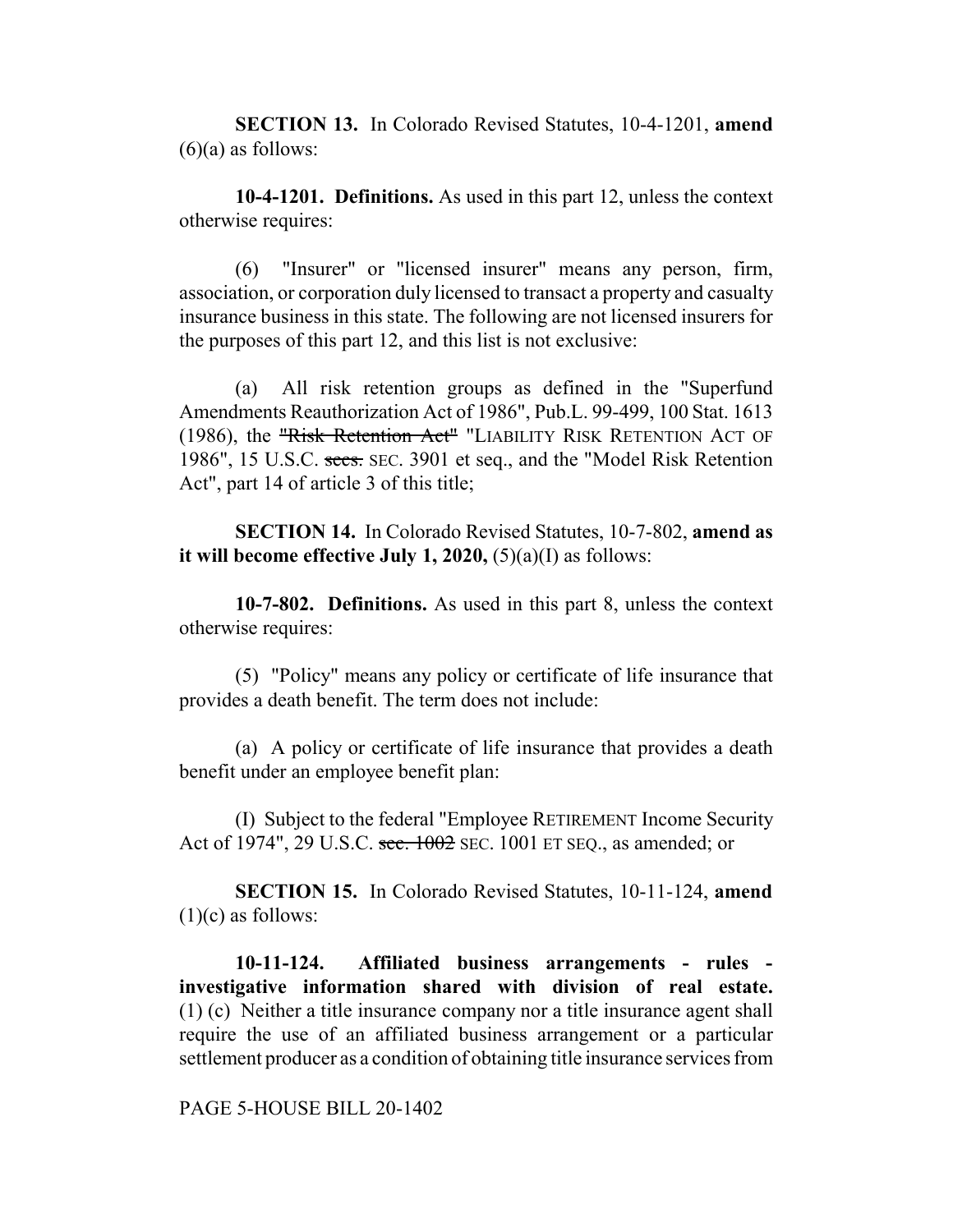**SECTION 13.** In Colorado Revised Statutes, 10-4-1201, **amend** (6)(a) as follows:

**10-4-1201. Definitions.** As used in this part 12, unless the context otherwise requires:

(6) "Insurer" or "licensed insurer" means any person, firm, association, or corporation duly licensed to transact a property and casualty insurance business in this state. The following are not licensed insurers for the purposes of this part 12, and this list is not exclusive:

(a) All risk retention groups as defined in the "Superfund Amendments Reauthorization Act of 1986", Pub.L. 99-499, 100 Stat. 1613 (1986), the ~~"Risk Retention Act"~~ "LIABILITY RISK RETENTION ACT OF 1986", 15 U.S.C. ~~secs.~~ SEC. 3901 et seq., and the "Model Risk Retention Act", part 14 of article 3 of this title;

**SECTION 14.** In Colorado Revised Statutes, 10-7-802, **amend as it will become effective July 1, 2020,** (5)(a)(I) as follows:

**10-7-802. Definitions.** As used in this part 8, unless the context otherwise requires:

(5) "Policy" means any policy or certificate of life insurance that provides a death benefit. The term does not include:

(a) A policy or certificate of life insurance that provides a death benefit under an employee benefit plan:

(I) Subject to the federal "Employee RETIREMENT Income Security Act of 1974", 29 U.S.C. ~~sec. 1002~~ SEC. 1001 ET SEQ., as amended; or

**SECTION 15.** In Colorado Revised Statutes, 10-11-124, **amend** (1)(c) as follows:

**10-11-124. Affiliated business arrangements - rules - investigative information shared with division of real estate.** (1) (c) Neither a title insurance company nor a title insurance agent shall require the use of an affiliated business arrangement or a particular settlement producer as a condition of obtaining title insurance services from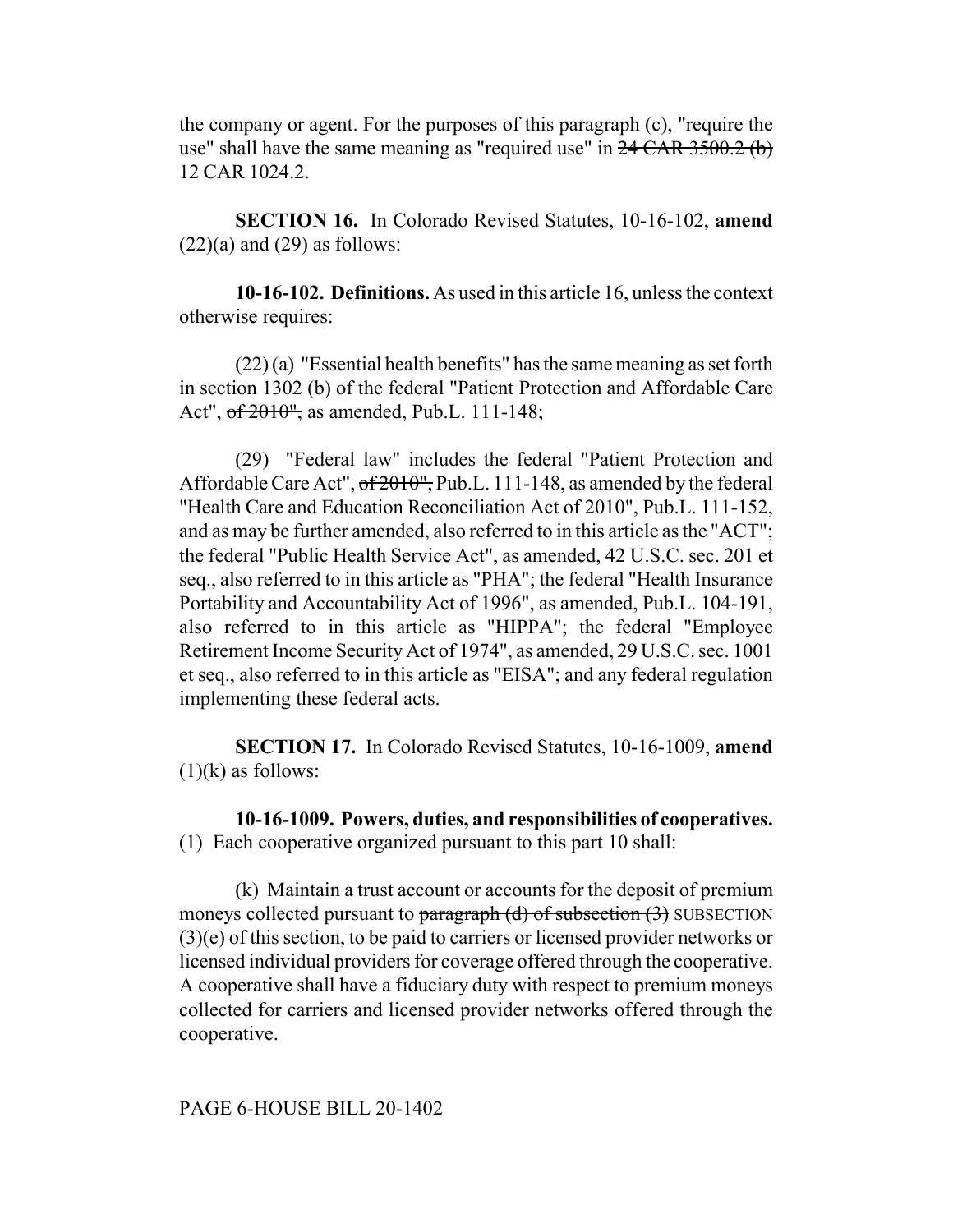the company or agent. For the purposes of this paragraph (c), "require the use" shall have the same meaning as "required use" in ~~24 CAR 3500.2 (b)~~ 12 CAR 1024.2.

**SECTION 16.** In Colorado Revised Statutes, 10-16-102, **amend** (22)(a) and (29) as follows:

**10-16-102. Definitions.** As used in this article 16, unless the context otherwise requires:

(22) (a) "Essential health benefits" has the same meaning as set forth in section 1302 (b) of the federal "Patient Protection and Affordable Care Act", ~~of 2010",~~ as amended, Pub.L. 111-148;

(29) "Federal law" includes the federal "Patient Protection and Affordable Care Act", ~~of 2010",~~ Pub.L. 111-148, as amended by the federal "Health Care and Education Reconciliation Act of 2010", Pub.L. 111-152, and as may be further amended, also referred to in this article as the "ACT"; the federal "Public Health Service Act", as amended, 42 U.S.C. sec. 201 et seq., also referred to in this article as "PHA"; the federal "Health Insurance Portability and Accountability Act of 1996", as amended, Pub.L. 104-191, also referred to in this article as "HIPPA"; the federal "Employee Retirement Income Security Act of 1974", as amended, 29 U.S.C. sec. 1001 et seq., also referred to in this article as "EISA"; and any federal regulation implementing these federal acts.

**SECTION 17.** In Colorado Revised Statutes, 10-16-1009, **amend** (1)(k) as follows:

**10-16-1009. Powers, duties, and responsibilities of cooperatives.** (1) Each cooperative organized pursuant to this part 10 shall:

(k) Maintain a trust account or accounts for the deposit of premium moneys collected pursuant to ~~paragraph (d) of subsection (3)~~ SUBSECTION (3)(e) of this section, to be paid to carriers or licensed provider networks or licensed individual providers for coverage offered through the cooperative. A cooperative shall have a fiduciary duty with respect to premium moneys collected for carriers and licensed provider networks offered through the cooperative.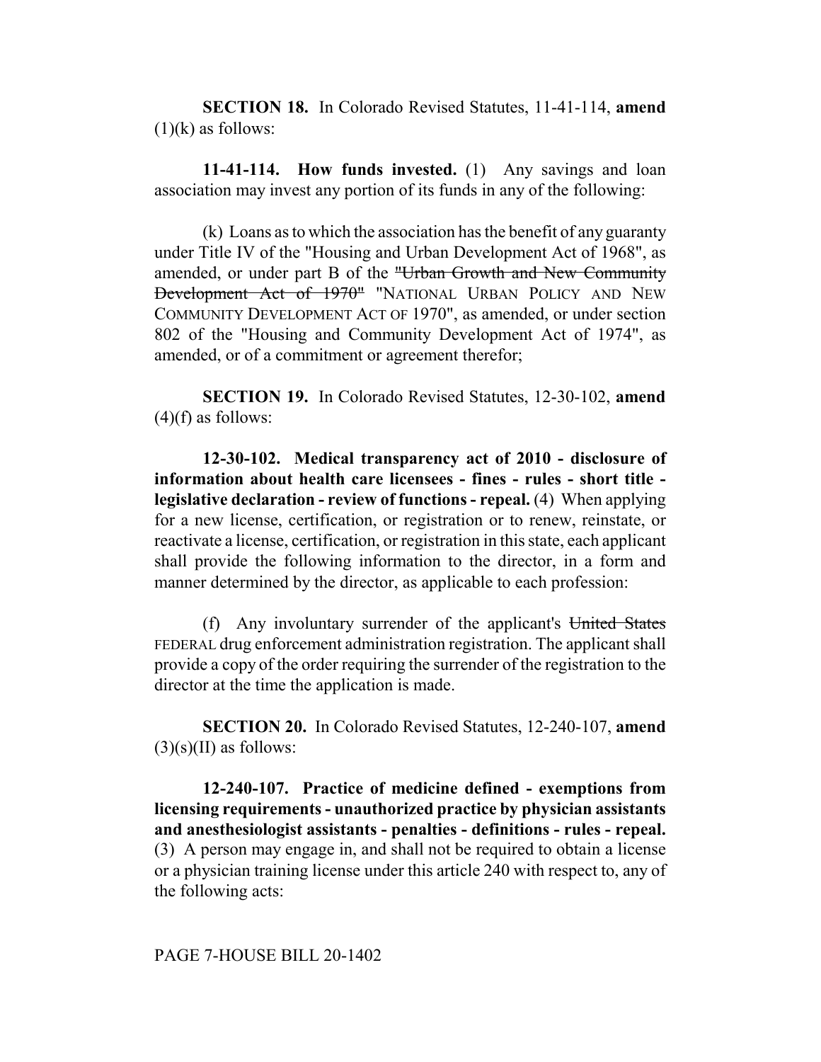**SECTION 18.** In Colorado Revised Statutes, 11-41-114, **amend** (1)(k) as follows:

**11-41-114. How funds invested.** (1) Any savings and loan association may invest any portion of its funds in any of the following:

(k) Loans as to which the association has the benefit of any guaranty under Title IV of the "Housing and Urban Development Act of 1968", as amended, or under part B of the ~~"Urban Growth and New Community Development Act of 1970"~~ "NATIONAL URBAN POLICY AND NEW COMMUNITY DEVELOPMENT ACT OF 1970", as amended, or under section 802 of the "Housing and Community Development Act of 1974", as amended, or of a commitment or agreement therefor;

**SECTION 19.** In Colorado Revised Statutes, 12-30-102, **amend** (4)(f) as follows:

**12-30-102. Medical transparency act of 2010 - disclosure of information about health care licensees - fines - rules - short title - legislative declaration - review of functions - repeal.** (4) When applying for a new license, certification, or registration or to renew, reinstate, or reactivate a license, certification, or registration in this state, each applicant shall provide the following information to the director, in a form and manner determined by the director, as applicable to each profession:

(f) Any involuntary surrender of the applicant's ~~United States~~ FEDERAL drug enforcement administration registration. The applicant shall provide a copy of the order requiring the surrender of the registration to the director at the time the application is made.

**SECTION 20.** In Colorado Revised Statutes, 12-240-107, **amend** (3)(s)(II) as follows:

**12-240-107. Practice of medicine defined - exemptions from licensing requirements - unauthorized practice by physician assistants and anesthesiologist assistants - penalties - definitions - rules - repeal.** (3) A person may engage in, and shall not be required to obtain a license or a physician training license under this article 240 with respect to, any of the following acts:

PAGE 7-HOUSE BILL 20-1402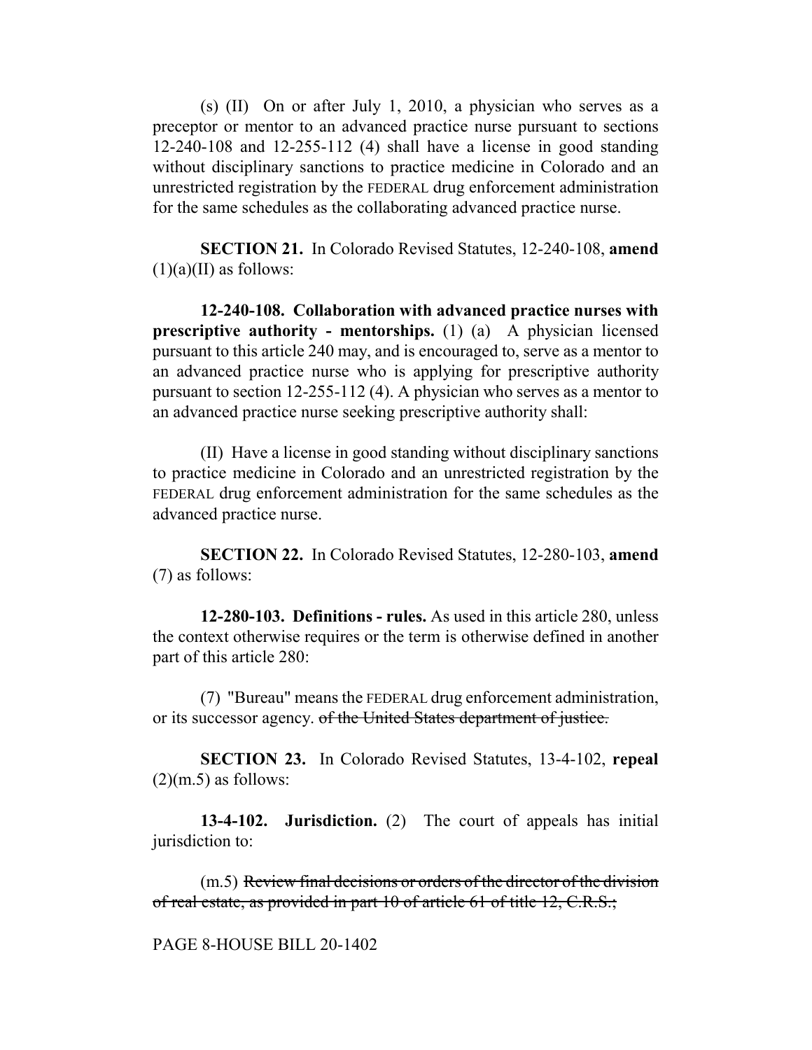(s) (II) On or after July 1, 2010, a physician who serves as a preceptor or mentor to an advanced practice nurse pursuant to sections 12-240-108 and 12-255-112 (4) shall have a license in good standing without disciplinary sanctions to practice medicine in Colorado and an unrestricted registration by the FEDERAL drug enforcement administration for the same schedules as the collaborating advanced practice nurse.

**SECTION 21.** In Colorado Revised Statutes, 12-240-108, **amend** (1)(a)(II) as follows:

**12-240-108. Collaboration with advanced practice nurses with prescriptive authority - mentorships.** (1) (a) A physician licensed pursuant to this article 240 may, and is encouraged to, serve as a mentor to an advanced practice nurse who is applying for prescriptive authority pursuant to section 12-255-112 (4). A physician who serves as a mentor to an advanced practice nurse seeking prescriptive authority shall:

(II) Have a license in good standing without disciplinary sanctions to practice medicine in Colorado and an unrestricted registration by the FEDERAL drug enforcement administration for the same schedules as the advanced practice nurse.

**SECTION 22.** In Colorado Revised Statutes, 12-280-103, **amend** (7) as follows:

**12-280-103. Definitions - rules.** As used in this article 280, unless the context otherwise requires or the term is otherwise defined in another part of this article 280:

(7) "Bureau" means the FEDERAL drug enforcement administration, or its successor agency. ~~of the United States department of justice.~~

**SECTION 23.** In Colorado Revised Statutes, 13-4-102, **repeal** (2)(m.5) as follows:

**13-4-102. Jurisdiction.** (2) The court of appeals has initial jurisdiction to:

(m.5) ~~Review final decisions or orders of the director of the division of real estate, as provided in part 10 of article 61 of title 12, C.R.S.;~~

PAGE 8-HOUSE BILL 20-1402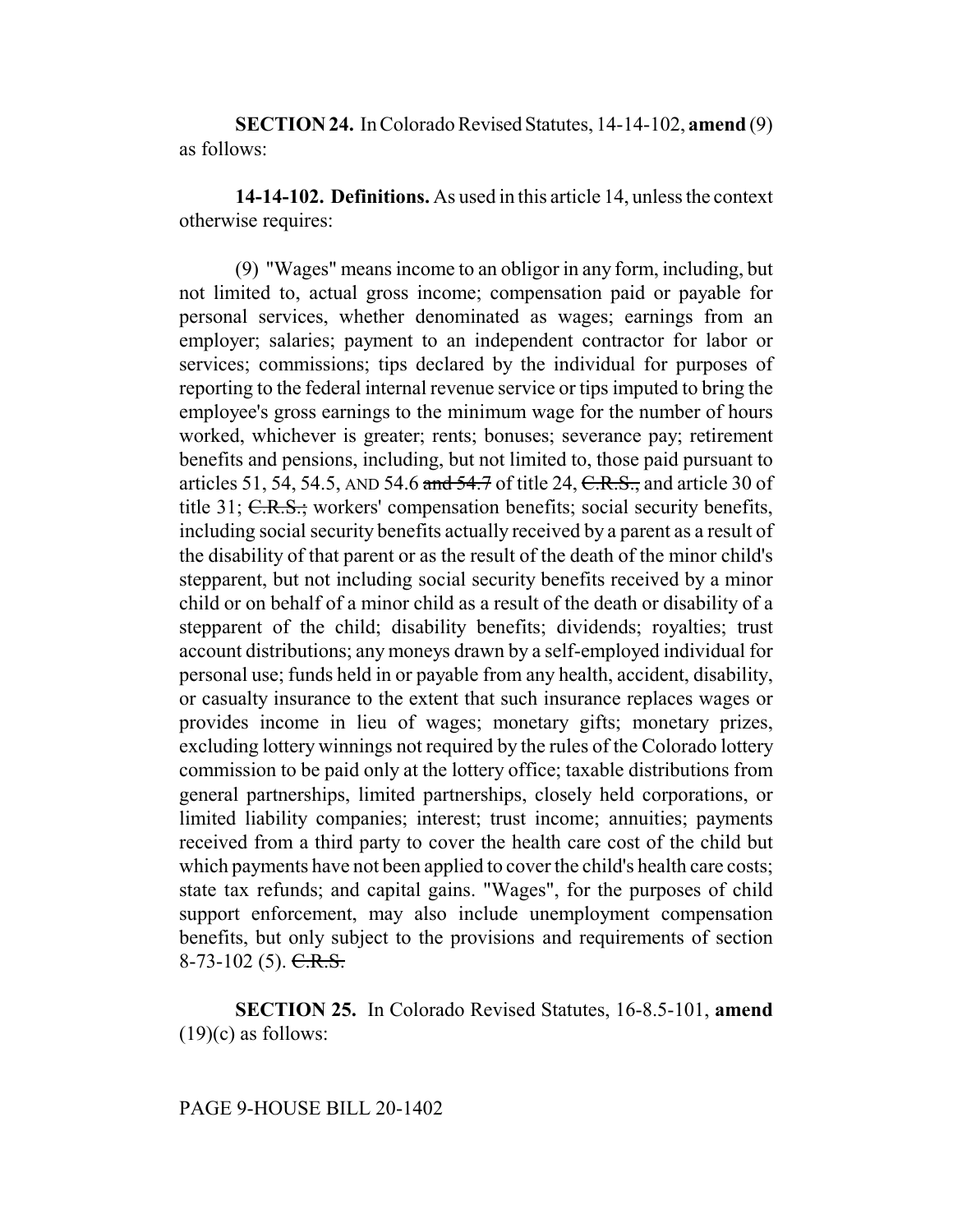**SECTION 24.** In Colorado Revised Statutes, 14-14-102, **amend** (9) as follows:

**14-14-102. Definitions.** As used in this article 14, unless the context otherwise requires:

(9) "Wages" means income to an obligor in any form, including, but not limited to, actual gross income; compensation paid or payable for personal services, whether denominated as wages; earnings from an employer; salaries; payment to an independent contractor for labor or services; commissions; tips declared by the individual for purposes of reporting to the federal internal revenue service or tips imputed to bring the employee's gross earnings to the minimum wage for the number of hours worked, whichever is greater; rents; bonuses; severance pay; retirement benefits and pensions, including, but not limited to, those paid pursuant to articles 51, 54, 54.5, AND 54.6 ~~and 54.7~~ of title 24, ~~C.R.S.,~~ and article 30 of title 31; ~~C.R.S.;~~ workers' compensation benefits; social security benefits, including social security benefits actually received by a parent as a result of the disability of that parent or as the result of the death of the minor child's stepparent, but not including social security benefits received by a minor child or on behalf of a minor child as a result of the death or disability of a stepparent of the child; disability benefits; dividends; royalties; trust account distributions; any moneys drawn by a self-employed individual for personal use; funds held in or payable from any health, accident, disability, or casualty insurance to the extent that such insurance replaces wages or provides income in lieu of wages; monetary gifts; monetary prizes, excluding lottery winnings not required by the rules of the Colorado lottery commission to be paid only at the lottery office; taxable distributions from general partnerships, limited partnerships, closely held corporations, or limited liability companies; interest; trust income; annuities; payments received from a third party to cover the health care cost of the child but which payments have not been applied to cover the child's health care costs; state tax refunds; and capital gains. "Wages", for the purposes of child support enforcement, may also include unemployment compensation benefits, but only subject to the provisions and requirements of section 8-73-102 (5). ~~C.R.S.~~

**SECTION 25.** In Colorado Revised Statutes, 16-8.5-101, **amend** (19)(c) as follows: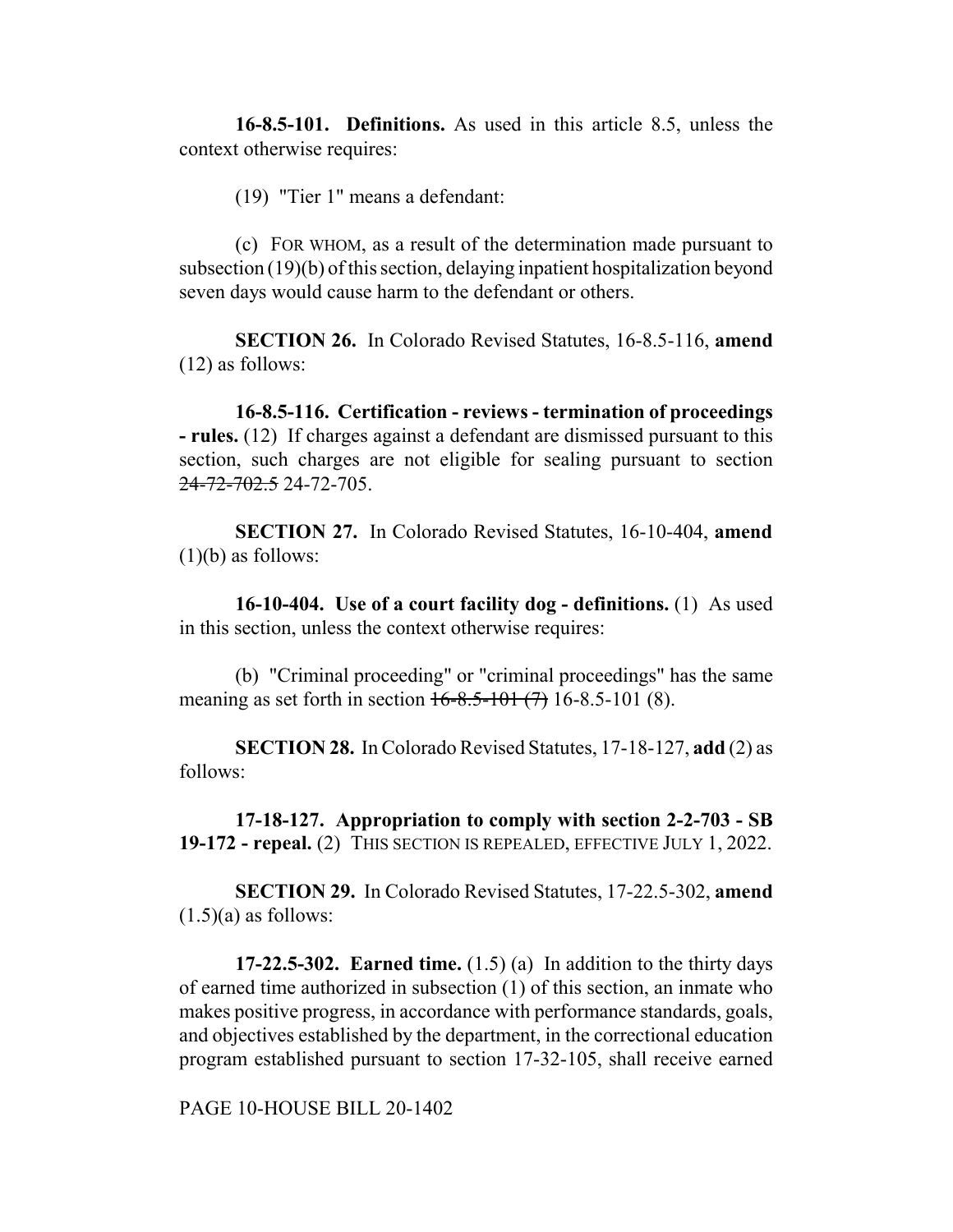**16-8.5-101. Definitions.** As used in this article 8.5, unless the context otherwise requires:

(19) "Tier 1" means a defendant:

(c) FOR WHOM, as a result of the determination made pursuant to subsection (19)(b) of this section, delaying inpatient hospitalization beyond seven days would cause harm to the defendant or others.

**SECTION 26.** In Colorado Revised Statutes, 16-8.5-116, **amend** (12) as follows:

**16-8.5-116. Certification - reviews - termination of proceedings - rules.** (12) If charges against a defendant are dismissed pursuant to this section, such charges are not eligible for sealing pursuant to section ~~24-72-702.5~~ 24-72-705.

**SECTION 27.** In Colorado Revised Statutes, 16-10-404, **amend** (1)(b) as follows:

**16-10-404. Use of a court facility dog - definitions.** (1) As used in this section, unless the context otherwise requires:

(b) "Criminal proceeding" or "criminal proceedings" has the same meaning as set forth in section ~~16-8.5-101 (7)~~ 16-8.5-101 (8).

**SECTION 28.** In Colorado Revised Statutes, 17-18-127, **add** (2) as follows:

**17-18-127. Appropriation to comply with section 2-2-703 - SB 19-172 - repeal.** (2) THIS SECTION IS REPEALED, EFFECTIVE JULY 1, 2022.

**SECTION 29.** In Colorado Revised Statutes, 17-22.5-302, **amend** (1.5)(a) as follows:

**17-22.5-302. Earned time.** (1.5) (a) In addition to the thirty days of earned time authorized in subsection (1) of this section, an inmate who makes positive progress, in accordance with performance standards, goals, and objectives established by the department, in the correctional education program established pursuant to section 17-32-105, shall receive earned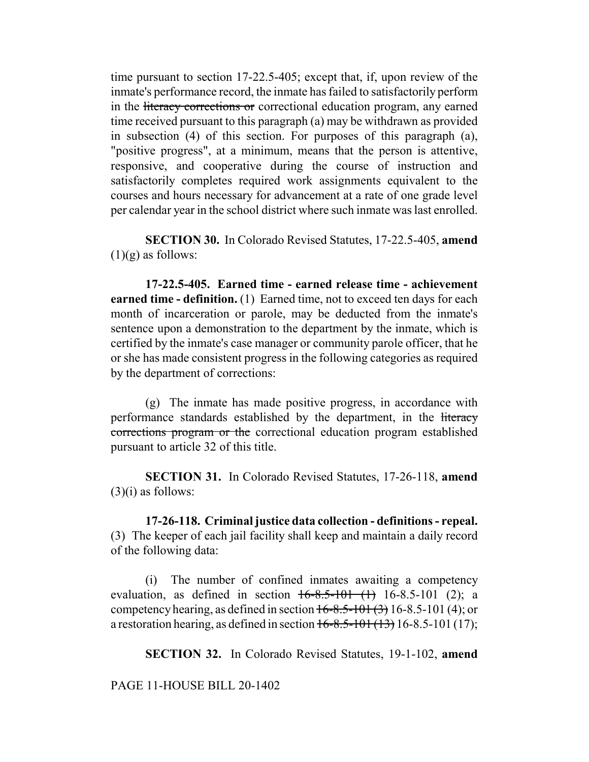time pursuant to section 17-22.5-405; except that, if, upon review of the inmate's performance record, the inmate has failed to satisfactorily perform in the ~~literacy corrections or~~ correctional education program, any earned time received pursuant to this paragraph (a) may be withdrawn as provided in subsection (4) of this section. For purposes of this paragraph (a), "positive progress", at a minimum, means that the person is attentive, responsive, and cooperative during the course of instruction and satisfactorily completes required work assignments equivalent to the courses and hours necessary for advancement at a rate of one grade level per calendar year in the school district where such inmate was last enrolled.

**SECTION 30.** In Colorado Revised Statutes, 17-22.5-405, **amend** (1)(g) as follows:

**17-22.5-405. Earned time - earned release time - achievement earned time - definition.** (1) Earned time, not to exceed ten days for each month of incarceration or parole, may be deducted from the inmate's sentence upon a demonstration to the department by the inmate, which is certified by the inmate's case manager or community parole officer, that he or she has made consistent progress in the following categories as required by the department of corrections:

(g) The inmate has made positive progress, in accordance with performance standards established by the department, in the ~~literacy corrections program or the~~ correctional education program established pursuant to article 32 of this title.

**SECTION 31.** In Colorado Revised Statutes, 17-26-118, **amend** (3)(i) as follows:

**17-26-118. Criminal justice data collection - definitions - repeal.** (3) The keeper of each jail facility shall keep and maintain a daily record of the following data:

(i) The number of confined inmates awaiting a competency evaluation, as defined in section ~~16-8.5-101 (1)~~ 16-8.5-101 (2); a competency hearing, as defined in section ~~16-8.5-101 (3)~~ 16-8.5-101 (4); or a restoration hearing, as defined in section ~~16-8.5-101 (13)~~ 16-8.5-101 (17);

**SECTION 32.** In Colorado Revised Statutes, 19-1-102, **amend**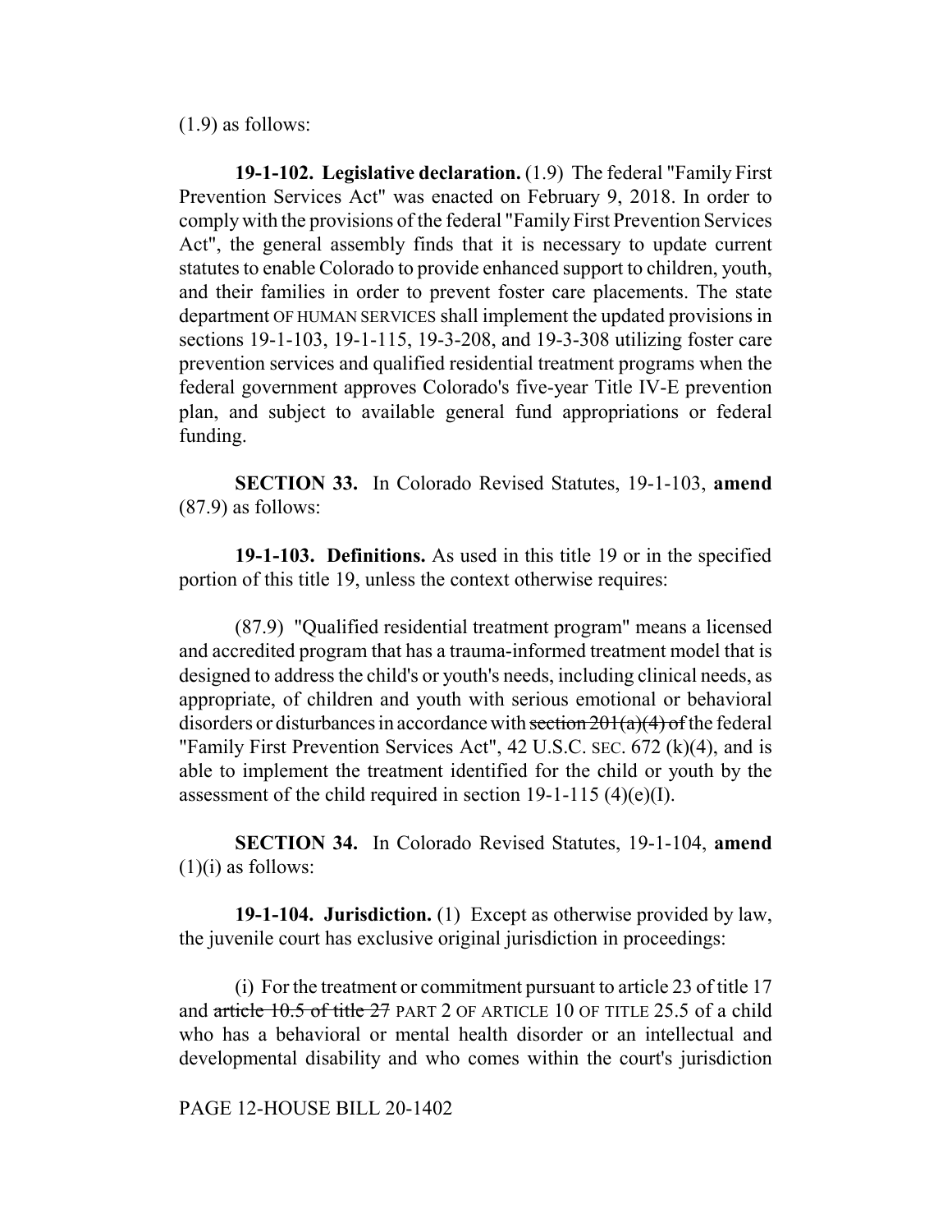(1.9) as follows:

**19-1-102. Legislative declaration.** (1.9) The federal "Family First Prevention Services Act" was enacted on February 9, 2018. In order to comply with the provisions of the federal "Family First Prevention Services Act", the general assembly finds that it is necessary to update current statutes to enable Colorado to provide enhanced support to children, youth, and their families in order to prevent foster care placements. The state department OF HUMAN SERVICES shall implement the updated provisions in sections 19-1-103, 19-1-115, 19-3-208, and 19-3-308 utilizing foster care prevention services and qualified residential treatment programs when the federal government approves Colorado's five-year Title IV-E prevention plan, and subject to available general fund appropriations or federal funding.

**SECTION 33.** In Colorado Revised Statutes, 19-1-103, **amend** (87.9) as follows:

**19-1-103. Definitions.** As used in this title 19 or in the specified portion of this title 19, unless the context otherwise requires:

(87.9) "Qualified residential treatment program" means a licensed and accredited program that has a trauma-informed treatment model that is designed to address the child's or youth's needs, including clinical needs, as appropriate, of children and youth with serious emotional or behavioral disorders or disturbances in accordance with ~~section 201(a)(4) of~~ the federal "Family First Prevention Services Act", 42 U.S.C. SEC. 672 (k)(4), and is able to implement the treatment identified for the child or youth by the assessment of the child required in section 19-1-115 (4)(e)(I).

**SECTION 34.** In Colorado Revised Statutes, 19-1-104, **amend** (1)(i) as follows:

**19-1-104. Jurisdiction.** (1) Except as otherwise provided by law, the juvenile court has exclusive original jurisdiction in proceedings:

(i) For the treatment or commitment pursuant to article 23 of title 17 and ~~article 10.5 of title 27~~ PART 2 OF ARTICLE 10 OF TITLE 25.5 of a child who has a behavioral or mental health disorder or an intellectual and developmental disability and who comes within the court's jurisdiction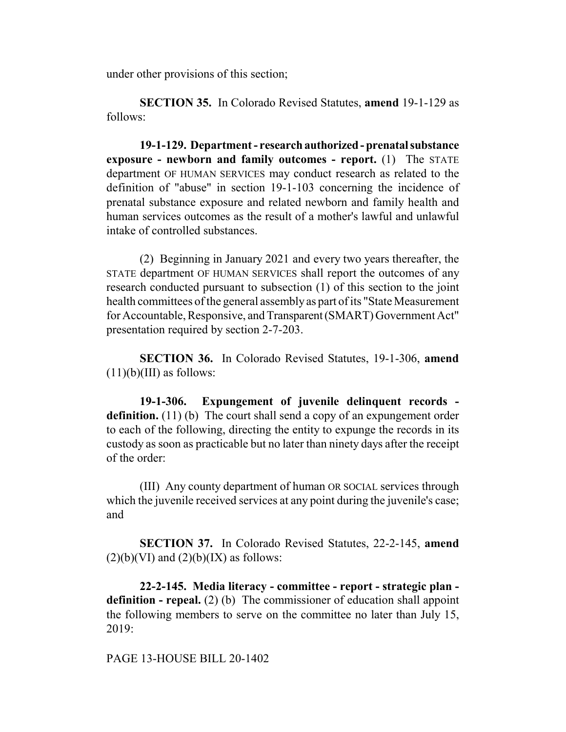under other provisions of this section;

**SECTION 35.** In Colorado Revised Statutes, **amend** 19-1-129 as follows:

**19-1-129. Department - research authorized - prenatal substance exposure - newborn and family outcomes - report.** (1) The STATE department OF HUMAN SERVICES may conduct research as related to the definition of "abuse" in section 19-1-103 concerning the incidence of prenatal substance exposure and related newborn and family health and human services outcomes as the result of a mother's lawful and unlawful intake of controlled substances.

(2) Beginning in January 2021 and every two years thereafter, the STATE department OF HUMAN SERVICES shall report the outcomes of any research conducted pursuant to subsection (1) of this section to the joint health committees of the general assembly as part of its "State Measurement for Accountable, Responsive, and Transparent (SMART) Government Act" presentation required by section 2-7-203.

**SECTION 36.** In Colorado Revised Statutes, 19-1-306, **amend** (11)(b)(III) as follows:

**19-1-306. Expungement of juvenile delinquent records - definition.** (11) (b) The court shall send a copy of an expungement order to each of the following, directing the entity to expunge the records in its custody as soon as practicable but no later than ninety days after the receipt of the order:

(III) Any county department of human OR SOCIAL services through which the juvenile received services at any point during the juvenile's case; and

**SECTION 37.** In Colorado Revised Statutes, 22-2-145, **amend** (2)(b)(VI) and (2)(b)(IX) as follows:

**22-2-145. Media literacy - committee - report - strategic plan - definition - repeal.** (2) (b) The commissioner of education shall appoint the following members to serve on the committee no later than July 15, 2019:

PAGE 13-HOUSE BILL 20-1402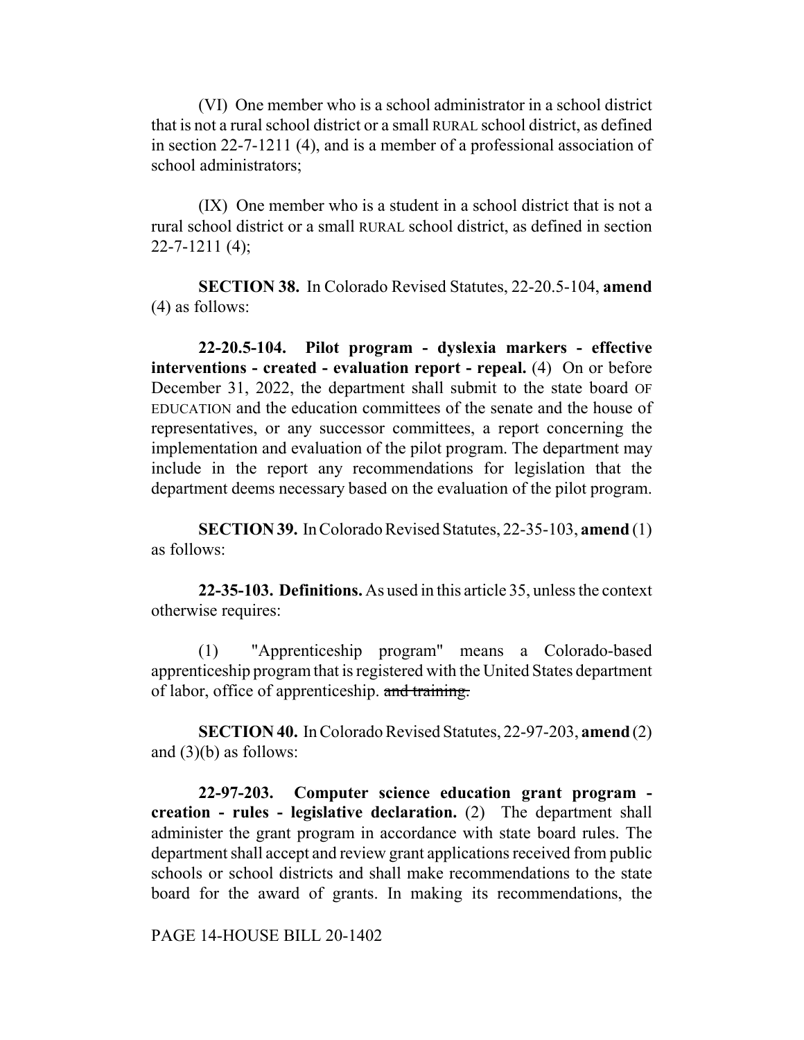(VI) One member who is a school administrator in a school district that is not a rural school district or a small RURAL school district, as defined in section 22-7-1211 (4), and is a member of a professional association of school administrators;

(IX) One member who is a student in a school district that is not a rural school district or a small RURAL school district, as defined in section 22-7-1211 (4);

**SECTION 38.** In Colorado Revised Statutes, 22-20.5-104, **amend** (4) as follows:

**22-20.5-104. Pilot program - dyslexia markers - effective interventions - created - evaluation report - repeal.** (4) On or before December 31, 2022, the department shall submit to the state board OF EDUCATION and the education committees of the senate and the house of representatives, or any successor committees, a report concerning the implementation and evaluation of the pilot program. The department may include in the report any recommendations for legislation that the department deems necessary based on the evaluation of the pilot program.

**SECTION 39.** In Colorado Revised Statutes, 22-35-103, **amend** (1) as follows:

**22-35-103. Definitions.** As used in this article 35, unless the context otherwise requires:

(1) "Apprenticeship program" means a Colorado-based apprenticeship program that is registered with the United States department of labor, office of apprenticeship. ~~and training.~~

**SECTION 40.** In Colorado Revised Statutes, 22-97-203, **amend** (2) and (3)(b) as follows:

**22-97-203. Computer science education grant program - creation - rules - legislative declaration.** (2) The department shall administer the grant program in accordance with state board rules. The department shall accept and review grant applications received from public schools or school districts and shall make recommendations to the state board for the award of grants. In making its recommendations, the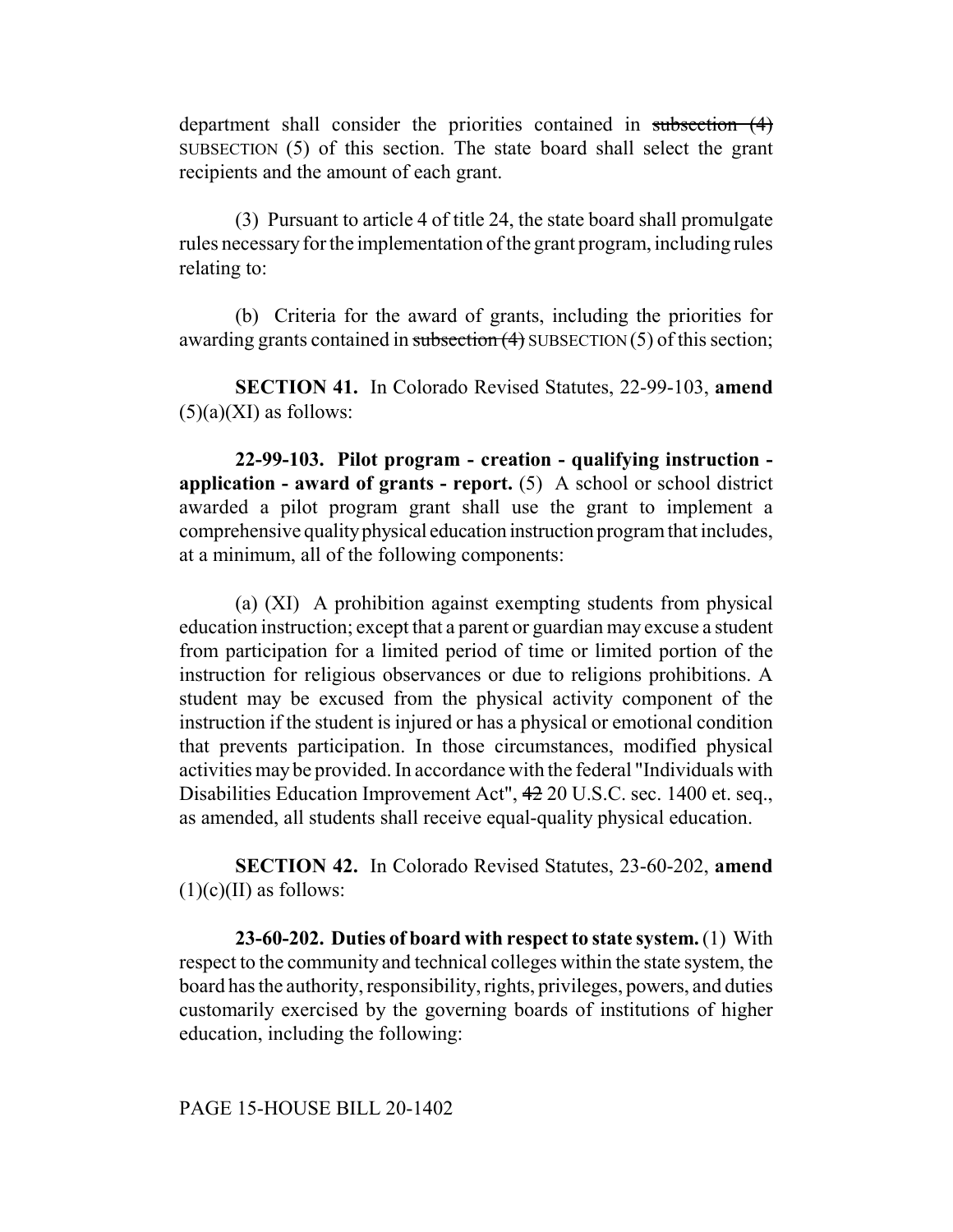department shall consider the priorities contained in ~~subsection (4)~~ SUBSECTION (5) of this section. The state board shall select the grant recipients and the amount of each grant.

(3) Pursuant to article 4 of title 24, the state board shall promulgate rules necessary for the implementation of the grant program, including rules relating to:

(b) Criteria for the award of grants, including the priorities for awarding grants contained in ~~subsection (4)~~ SUBSECTION (5) of this section;

**SECTION 41.** In Colorado Revised Statutes, 22-99-103, **amend** (5)(a)(XI) as follows:

**22-99-103. Pilot program - creation - qualifying instruction - application - award of grants - report.** (5) A school or school district awarded a pilot program grant shall use the grant to implement a comprehensive quality physical education instruction program that includes, at a minimum, all of the following components:

(a) (XI) A prohibition against exempting students from physical education instruction; except that a parent or guardian may excuse a student from participation for a limited period of time or limited portion of the instruction for religious observances or due to religions prohibitions. A student may be excused from the physical activity component of the instruction if the student is injured or has a physical or emotional condition that prevents participation. In those circumstances, modified physical activities may be provided. In accordance with the federal "Individuals with Disabilities Education Improvement Act", ~~42~~ 20 U.S.C. sec. 1400 et. seq., as amended, all students shall receive equal-quality physical education.

**SECTION 42.** In Colorado Revised Statutes, 23-60-202, **amend** (1)(c)(II) as follows:

**23-60-202. Duties of board with respect to state system.** (1) With respect to the community and technical colleges within the state system, the board has the authority, responsibility, rights, privileges, powers, and duties customarily exercised by the governing boards of institutions of higher education, including the following: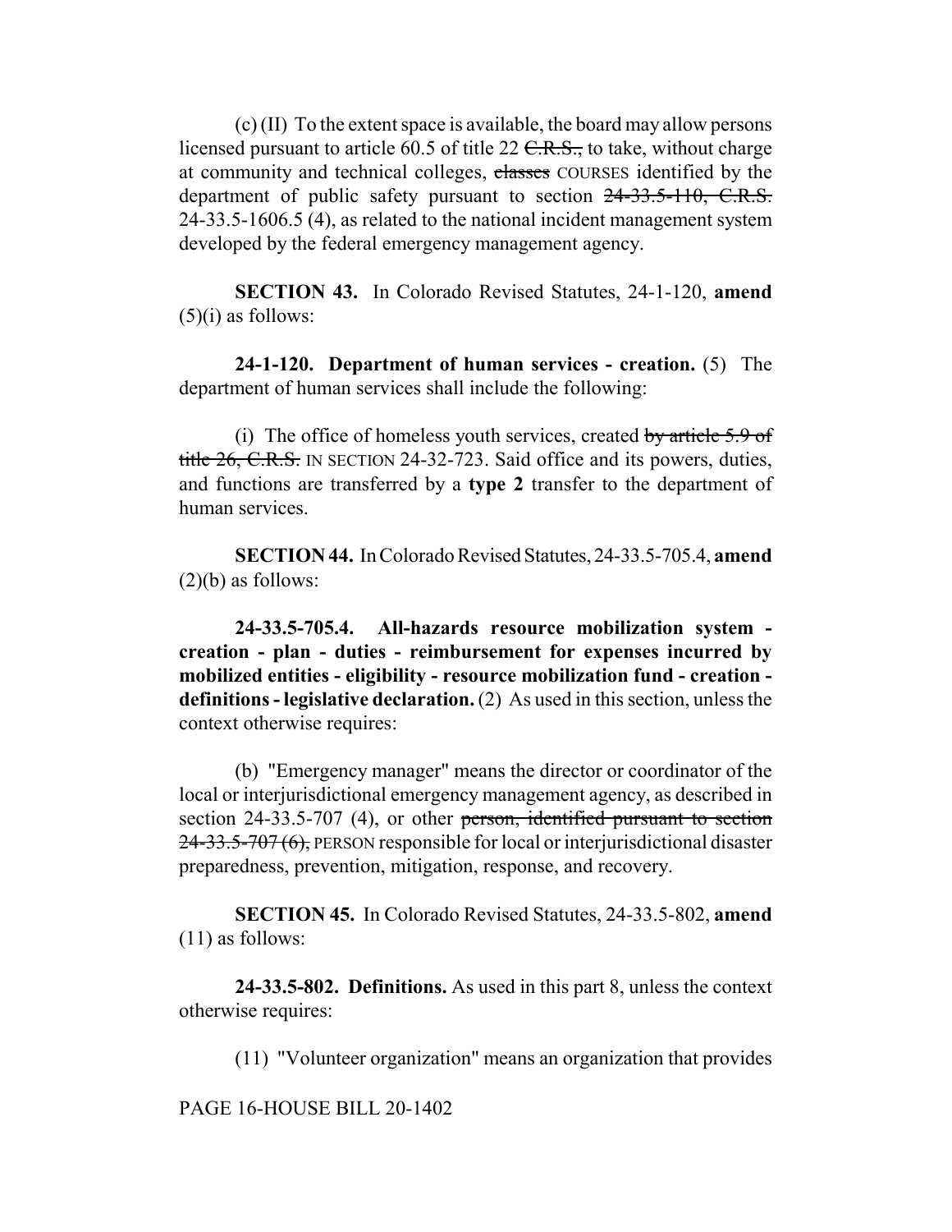(c) (II) To the extent space is available, the board may allow persons licensed pursuant to article 60.5 of title 22 ~~C.R.S.,~~ to take, without charge at community and technical colleges, ~~classes~~ COURSES identified by the department of public safety pursuant to section ~~24-33.5-110, C.R.S.~~ 24-33.5-1606.5 (4), as related to the national incident management system developed by the federal emergency management agency.

**SECTION 43.** In Colorado Revised Statutes, 24-1-120, **amend** (5)(i) as follows:

**24-1-120. Department of human services - creation.** (5) The department of human services shall include the following:

(i) The office of homeless youth services, created ~~by article 5.9 of title 26, C.R.S.~~ IN SECTION 24-32-723. Said office and its powers, duties, and functions are transferred by a **type 2** transfer to the department of human services.

**SECTION 44.** In Colorado Revised Statutes, 24-33.5-705.4, **amend** (2)(b) as follows:

**24-33.5-705.4. All-hazards resource mobilization system - creation - plan - duties - reimbursement for expenses incurred by mobilized entities - eligibility - resource mobilization fund - creation - definitions - legislative declaration.** (2) As used in this section, unless the context otherwise requires:

(b) "Emergency manager" means the director or coordinator of the local or interjurisdictional emergency management agency, as described in section 24-33.5-707 (4), or other ~~person, identified pursuant to section 24-33.5-707 (6),~~ PERSON responsible for local or interjurisdictional disaster preparedness, prevention, mitigation, response, and recovery.

**SECTION 45.** In Colorado Revised Statutes, 24-33.5-802, **amend** (11) as follows:

**24-33.5-802. Definitions.** As used in this part 8, unless the context otherwise requires:

(11) "Volunteer organization" means an organization that provides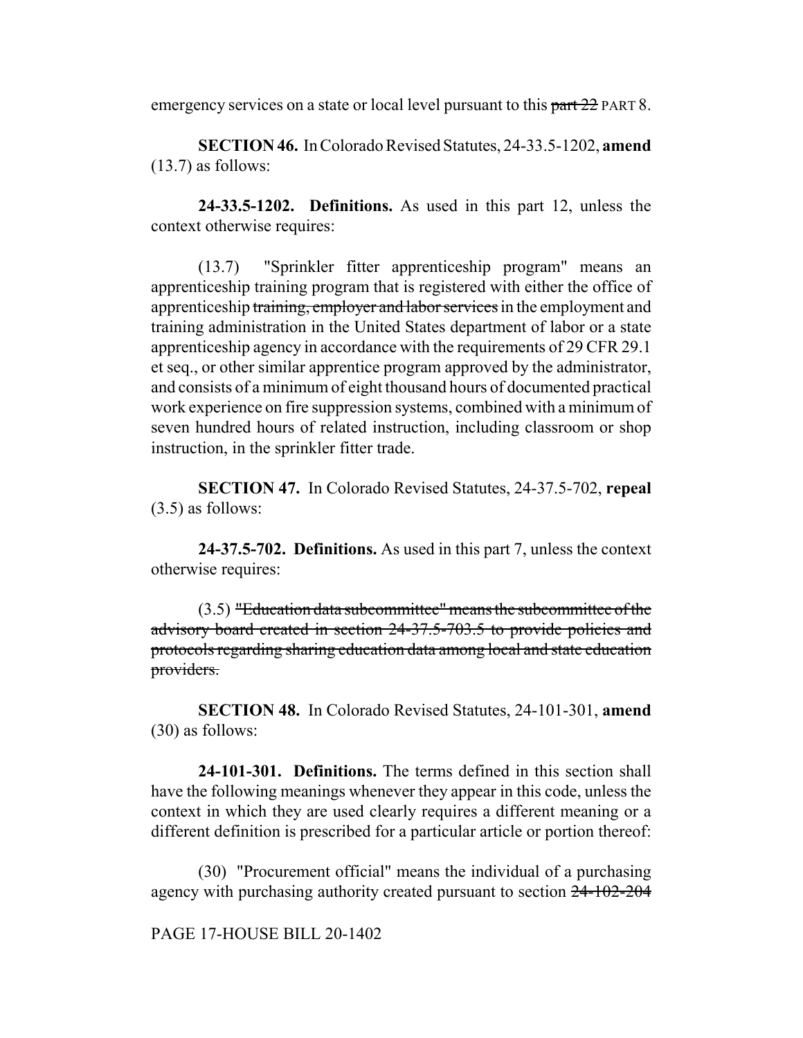emergency services on a state or local level pursuant to this ~~part 22~~ PART 8.

**SECTION 46.** In Colorado Revised Statutes, 24-33.5-1202, **amend** (13.7) as follows:

**24-33.5-1202. Definitions.** As used in this part 12, unless the context otherwise requires:

(13.7) "Sprinkler fitter apprenticeship program" means an apprenticeship training program that is registered with either the office of apprenticeship ~~training, employer and labor services~~ in the employment and training administration in the United States department of labor or a state apprenticeship agency in accordance with the requirements of 29 CFR 29.1 et seq., or other similar apprentice program approved by the administrator, and consists of a minimum of eight thousand hours of documented practical work experience on fire suppression systems, combined with a minimum of seven hundred hours of related instruction, including classroom or shop instruction, in the sprinkler fitter trade.

**SECTION 47.** In Colorado Revised Statutes, 24-37.5-702, **repeal** (3.5) as follows:

**24-37.5-702. Definitions.** As used in this part 7, unless the context otherwise requires:

(3.5) ~~"Education data subcommittee" means the subcommittee of the advisory board created in section 24-37.5-703.5 to provide policies and protocols regarding sharing education data among local and state education providers.~~

**SECTION 48.** In Colorado Revised Statutes, 24-101-301, **amend** (30) as follows:

**24-101-301. Definitions.** The terms defined in this section shall have the following meanings whenever they appear in this code, unless the context in which they are used clearly requires a different meaning or a different definition is prescribed for a particular article or portion thereof:

(30) "Procurement official" means the individual of a purchasing agency with purchasing authority created pursuant to section ~~24-102-204~~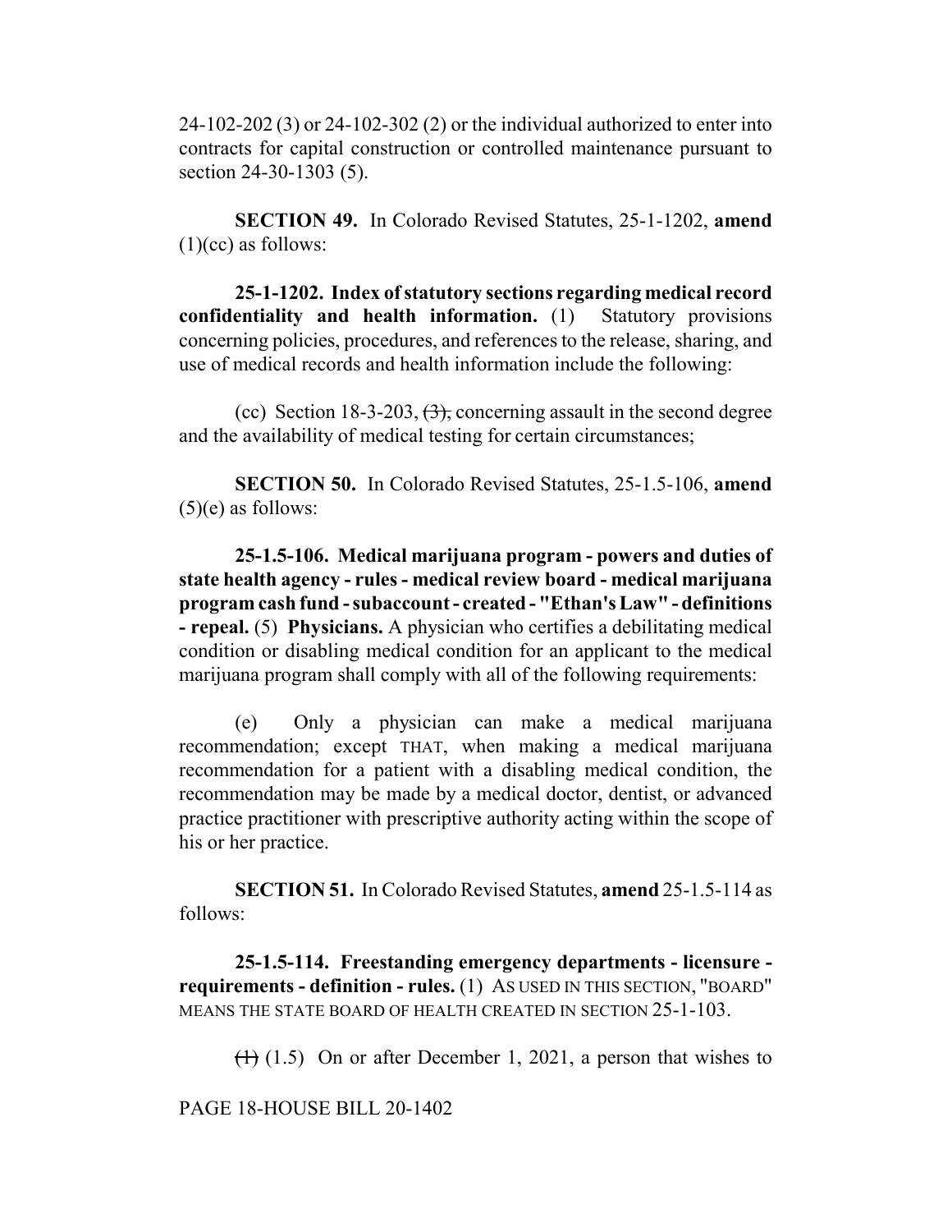24-102-202 (3) or 24-102-302 (2) or the individual authorized to enter into contracts for capital construction or controlled maintenance pursuant to section 24-30-1303 (5).

**SECTION 49.** In Colorado Revised Statutes, 25-1-1202, **amend** (1)(cc) as follows:

**25-1-1202. Index of statutory sections regarding medical record confidentiality and health information.** (1) Statutory provisions concerning policies, procedures, and references to the release, sharing, and use of medical records and health information include the following:

(cc) Section 18-3-203, ~~(3),~~ concerning assault in the second degree and the availability of medical testing for certain circumstances;

**SECTION 50.** In Colorado Revised Statutes, 25-1.5-106, **amend** (5)(e) as follows:

**25-1.5-106. Medical marijuana program - powers and duties of state health agency - rules - medical review board - medical marijuana program cash fund - subaccount - created - "Ethan's Law" - definitions - repeal.** (5) **Physicians.** A physician who certifies a debilitating medical condition or disabling medical condition for an applicant to the medical marijuana program shall comply with all of the following requirements:

(e) Only a physician can make a medical marijuana recommendation; except THAT, when making a medical marijuana recommendation for a patient with a disabling medical condition, the recommendation may be made by a medical doctor, dentist, or advanced practice practitioner with prescriptive authority acting within the scope of his or her practice.

**SECTION 51.** In Colorado Revised Statutes, **amend** 25-1.5-114 as follows:

**25-1.5-114. Freestanding emergency departments - licensure - requirements - definition - rules.** (1) AS USED IN THIS SECTION, "BOARD" MEANS THE STATE BOARD OF HEALTH CREATED IN SECTION 25-1-103.

~~(1)~~ (1.5) On or after December 1, 2021, a person that wishes to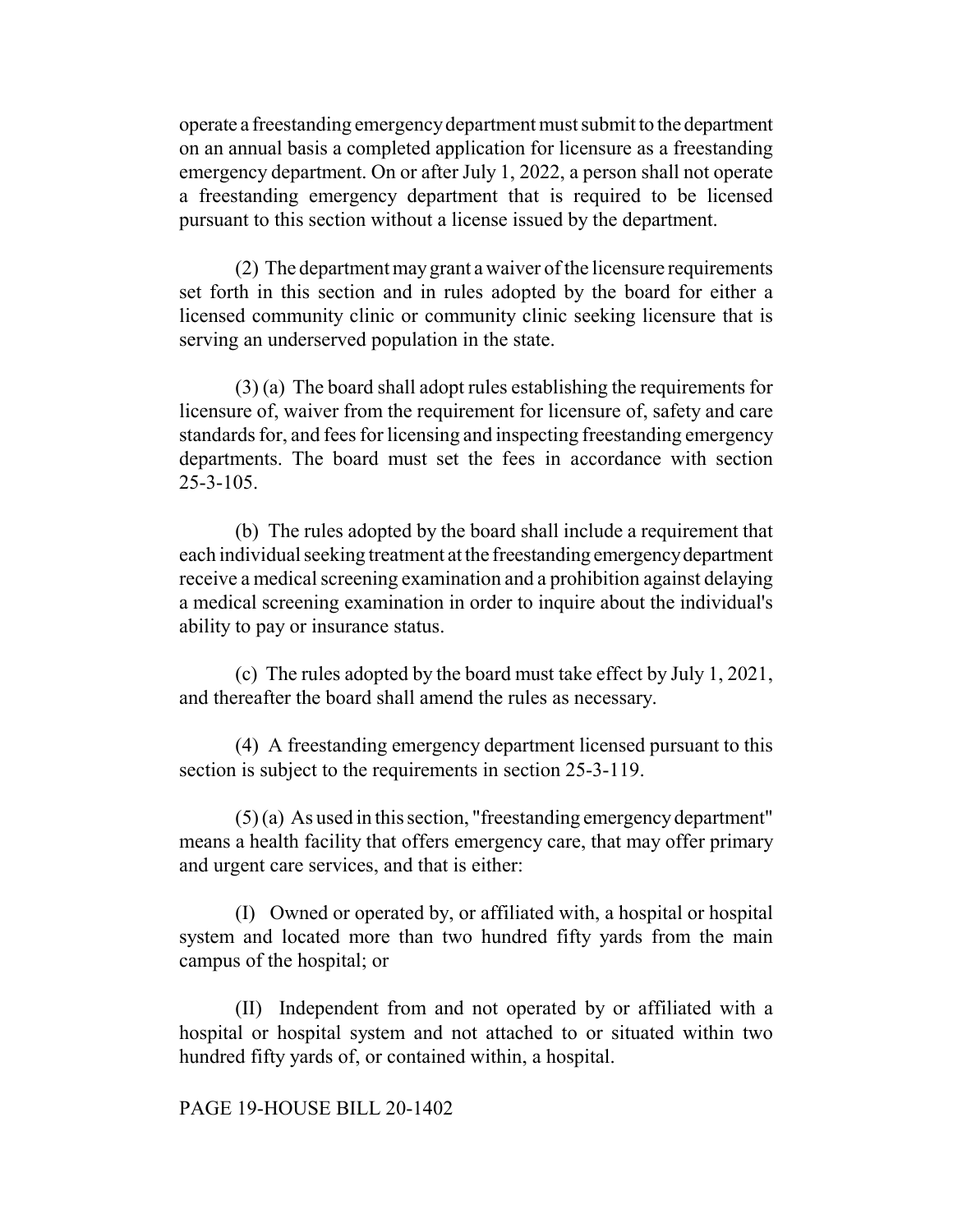operate a freestanding emergency department must submit to the department on an annual basis a completed application for licensure as a freestanding emergency department. On or after July 1, 2022, a person shall not operate a freestanding emergency department that is required to be licensed pursuant to this section without a license issued by the department.

(2) The department may grant a waiver of the licensure requirements set forth in this section and in rules adopted by the board for either a licensed community clinic or community clinic seeking licensure that is serving an underserved population in the state.

(3) (a) The board shall adopt rules establishing the requirements for licensure of, waiver from the requirement for licensure of, safety and care standards for, and fees for licensing and inspecting freestanding emergency departments. The board must set the fees in accordance with section 25-3-105.

(b) The rules adopted by the board shall include a requirement that each individual seeking treatment at the freestanding emergency department receive a medical screening examination and a prohibition against delaying a medical screening examination in order to inquire about the individual's ability to pay or insurance status.

(c) The rules adopted by the board must take effect by July 1, 2021, and thereafter the board shall amend the rules as necessary.

(4) A freestanding emergency department licensed pursuant to this section is subject to the requirements in section 25-3-119.

(5) (a) As used in this section, "freestanding emergency department" means a health facility that offers emergency care, that may offer primary and urgent care services, and that is either:

(I) Owned or operated by, or affiliated with, a hospital or hospital system and located more than two hundred fifty yards from the main campus of the hospital; or

(II) Independent from and not operated by or affiliated with a hospital or hospital system and not attached to or situated within two hundred fifty yards of, or contained within, a hospital.

PAGE 19-HOUSE BILL 20-1402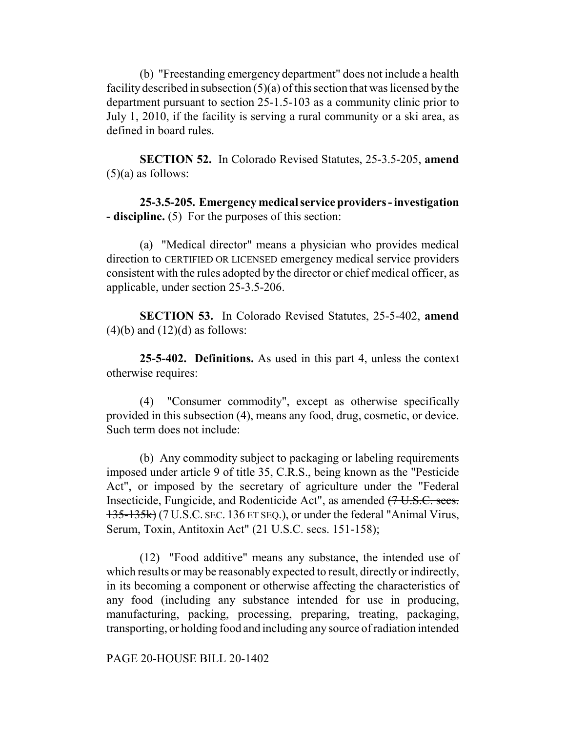(b) "Freestanding emergency department" does not include a health facility described in subsection (5)(a) of this section that was licensed by the department pursuant to section 25-1.5-103 as a community clinic prior to July 1, 2010, if the facility is serving a rural community or a ski area, as defined in board rules.

**SECTION 52.** In Colorado Revised Statutes, 25-3.5-205, **amend** (5)(a) as follows:

**25-3.5-205. Emergency medical service providers - investigation - discipline.** (5) For the purposes of this section:

(a) "Medical director" means a physician who provides medical direction to CERTIFIED OR LICENSED emergency medical service providers consistent with the rules adopted by the director or chief medical officer, as applicable, under section 25-3.5-206.

**SECTION 53.** In Colorado Revised Statutes, 25-5-402, **amend** (4)(b) and (12)(d) as follows:

**25-5-402. Definitions.** As used in this part 4, unless the context otherwise requires:

(4) "Consumer commodity", except as otherwise specifically provided in this subsection (4), means any food, drug, cosmetic, or device. Such term does not include:

(b) Any commodity subject to packaging or labeling requirements imposed under article 9 of title 35, C.R.S., being known as the "Pesticide Act", or imposed by the secretary of agriculture under the "Federal Insecticide, Fungicide, and Rodenticide Act", as amended ~~(7 U.S.C. secs. 135-135k)~~ (7 U.S.C. SEC. 136 ET SEQ.), or under the federal "Animal Virus, Serum, Toxin, Antitoxin Act" (21 U.S.C. secs. 151-158);

(12) "Food additive" means any substance, the intended use of which results or may be reasonably expected to result, directly or indirectly, in its becoming a component or otherwise affecting the characteristics of any food (including any substance intended for use in producing, manufacturing, packing, processing, preparing, treating, packaging, transporting, or holding food and including any source of radiation intended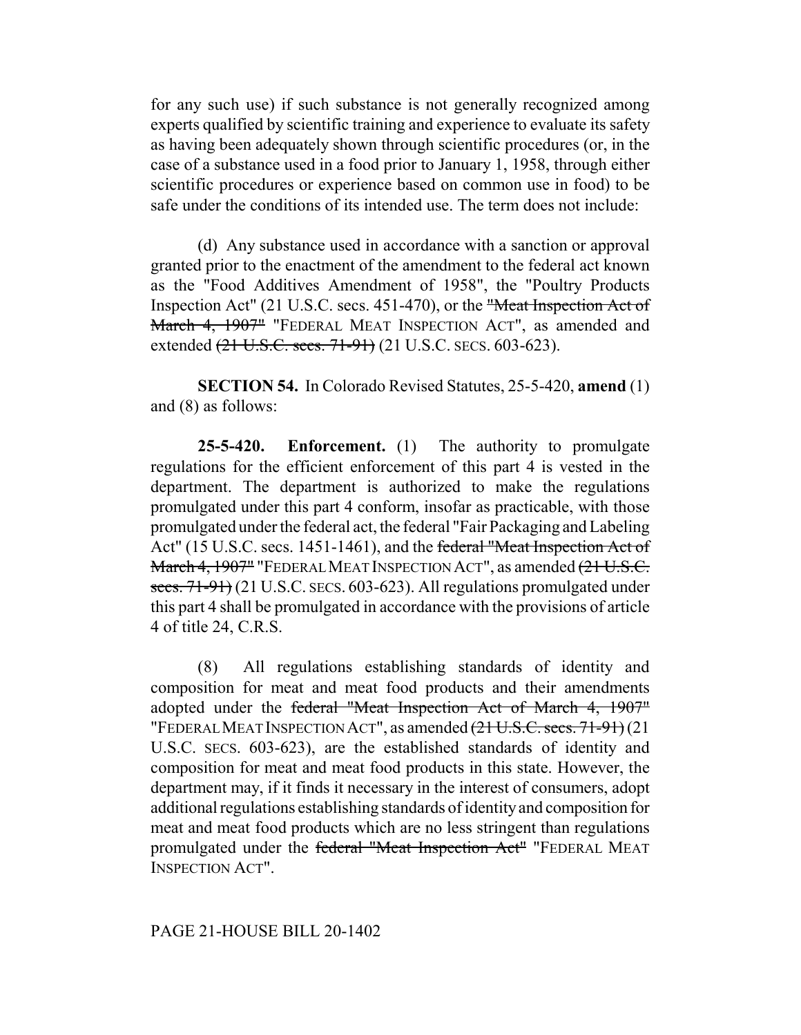for any such use) if such substance is not generally recognized among experts qualified by scientific training and experience to evaluate its safety as having been adequately shown through scientific procedures (or, in the case of a substance used in a food prior to January 1, 1958, through either scientific procedures or experience based on common use in food) to be safe under the conditions of its intended use. The term does not include:

(d) Any substance used in accordance with a sanction or approval granted prior to the enactment of the amendment to the federal act known as the "Food Additives Amendment of 1958", the "Poultry Products Inspection Act" (21 U.S.C. secs. 451-470), or the ~~"Meat Inspection Act of March 4, 1907"~~ "FEDERAL MEAT INSPECTION ACT", as amended and extended ~~(21 U.S.C. secs. 71-91)~~ (21 U.S.C. SECS. 603-623).

**SECTION 54.** In Colorado Revised Statutes, 25-5-420, **amend** (1) and (8) as follows:

**25-5-420. Enforcement.** (1) The authority to promulgate regulations for the efficient enforcement of this part 4 is vested in the department. The department is authorized to make the regulations promulgated under this part 4 conform, insofar as practicable, with those promulgated under the federal act, the federal "Fair Packaging and Labeling Act" (15 U.S.C. secs. 1451-1461), and the ~~federal "Meat Inspection Act of March 4, 1907"~~ "FEDERAL MEAT INSPECTION ACT", as amended ~~(21 U.S.C. secs. 71-91)~~ (21 U.S.C. SECS. 603-623). All regulations promulgated under this part 4 shall be promulgated in accordance with the provisions of article 4 of title 24, C.R.S.

(8) All regulations establishing standards of identity and composition for meat and meat food products and their amendments adopted under the ~~federal "Meat Inspection Act of March 4, 1907"~~ "FEDERAL MEAT INSPECTION ACT", as amended ~~(21 U.S.C. secs. 71-91)~~ (21 U.S.C. SECS. 603-623), are the established standards of identity and composition for meat and meat food products in this state. However, the department may, if it finds it necessary in the interest of consumers, adopt additional regulations establishing standards of identity and composition for meat and meat food products which are no less stringent than regulations promulgated under the ~~federal "Meat Inspection Act"~~ "FEDERAL MEAT INSPECTION ACT".

PAGE 21-HOUSE BILL 20-1402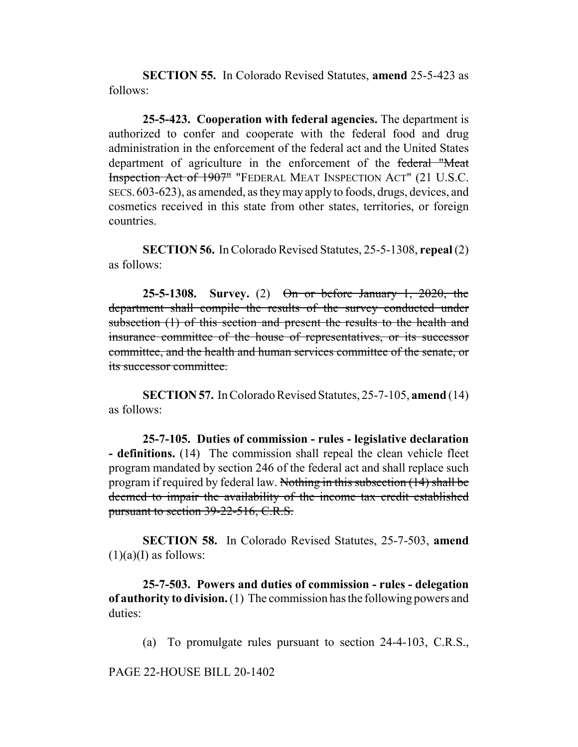**SECTION 55.** In Colorado Revised Statutes, **amend** 25-5-423 as follows:

**25-5-423. Cooperation with federal agencies.** The department is authorized to confer and cooperate with the federal food and drug administration in the enforcement of the federal act and the United States department of agriculture in the enforcement of the ~~federal "Meat Inspection Act of 1907"~~ "FEDERAL MEAT INSPECTION ACT" (21 U.S.C. SECS. 603-623), as amended, as they may apply to foods, drugs, devices, and cosmetics received in this state from other states, territories, or foreign countries.

**SECTION 56.** In Colorado Revised Statutes, 25-5-1308, **repeal** (2) as follows:

**25-5-1308. Survey.** (2) ~~On or before January 1, 2020, the department shall compile the results of the survey conducted under subsection (1) of this section and present the results to the health and insurance committee of the house of representatives, or its successor committee, and the health and human services committee of the senate, or its successor committee.~~

**SECTION 57.** In Colorado Revised Statutes, 25-7-105, **amend** (14) as follows:

**25-7-105. Duties of commission - rules - legislative declaration - definitions.** (14) The commission shall repeal the clean vehicle fleet program mandated by section 246 of the federal act and shall replace such program if required by federal law. ~~Nothing in this subsection (14) shall be deemed to impair the availability of the income tax credit established pursuant to section 39-22-516, C.R.S.~~

**SECTION 58.** In Colorado Revised Statutes, 25-7-503, **amend** (1)(a)(I) as follows:

**25-7-503. Powers and duties of commission - rules - delegation of authority to division.** (1) The commission has the following powers and duties:

(a) To promulgate rules pursuant to section 24-4-103, C.R.S.,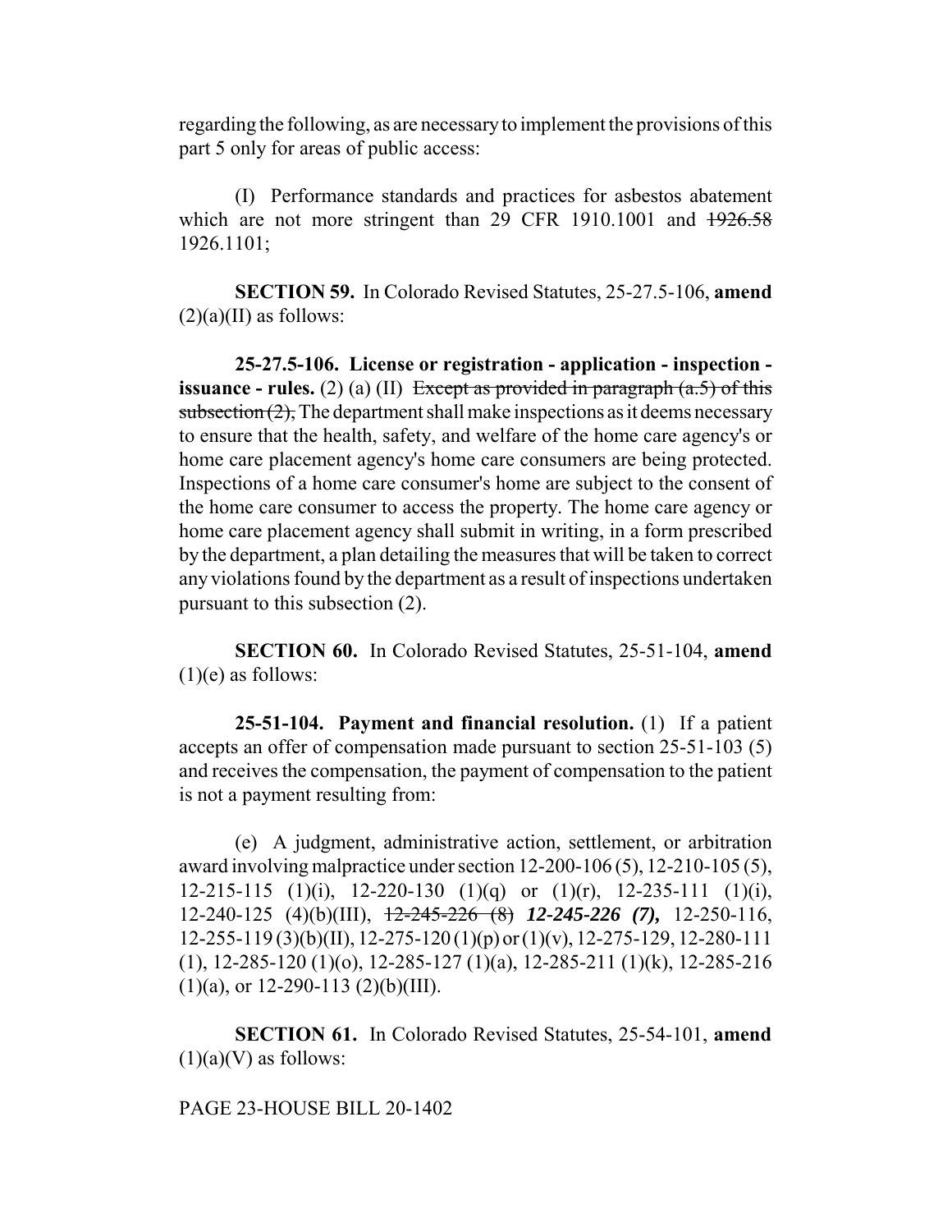regarding the following, as are necessary to implement the provisions of this part 5 only for areas of public access:

(I) Performance standards and practices for asbestos abatement which are not more stringent than 29 CFR 1910.1001 and ~~1926.58~~ 1926.1101;

**SECTION 59.** In Colorado Revised Statutes, 25-27.5-106, **amend** (2)(a)(II) as follows:

**25-27.5-106. License or registration - application - inspection - issuance - rules.** (2) (a) (II) ~~Except as provided in paragraph (a.5) of this subsection (2),~~ The department shall make inspections as it deems necessary to ensure that the health, safety, and welfare of the home care agency's or home care placement agency's home care consumers are being protected. Inspections of a home care consumer's home are subject to the consent of the home care consumer to access the property. The home care agency or home care placement agency shall submit in writing, in a form prescribed by the department, a plan detailing the measures that will be taken to correct any violations found by the department as a result of inspections undertaken pursuant to this subsection (2).

**SECTION 60.** In Colorado Revised Statutes, 25-51-104, **amend** (1)(e) as follows:

**25-51-104. Payment and financial resolution.** (1) If a patient accepts an offer of compensation made pursuant to section 25-51-103 (5) and receives the compensation, the payment of compensation to the patient is not a payment resulting from:

(e) A judgment, administrative action, settlement, or arbitration award involving malpractice under section 12-200-106 (5), 12-210-105 (5), 12-215-115 (1)(i), 12-220-130 (1)(q) or (1)(r), 12-235-111 (1)(i), 12-240-125 (4)(b)(III), ~~12-245-226 (8)~~ ***12-245-226 (7),*** 12-250-116, 12-255-119 (3)(b)(II), 12-275-120 (1)(p) or (1)(v), 12-275-129, 12-280-111 (1), 12-285-120 (1)(o), 12-285-127 (1)(a), 12-285-211 (1)(k), 12-285-216 (1)(a), or 12-290-113 (2)(b)(III).

**SECTION 61.** In Colorado Revised Statutes, 25-54-101, **amend** (1)(a)(V) as follows:

PAGE 23-HOUSE BILL 20-1402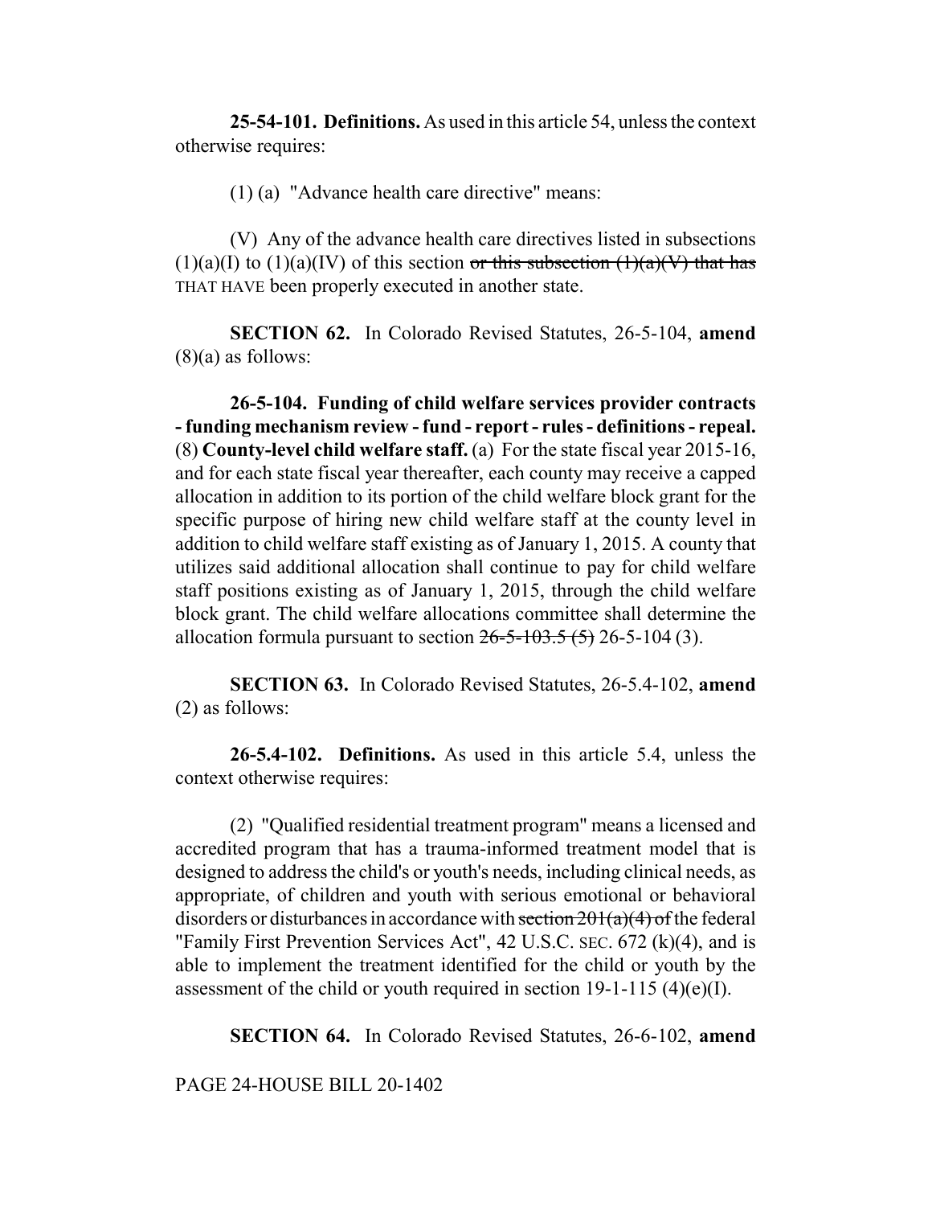**25-54-101. Definitions.** As used in this article 54, unless the context otherwise requires:

(1) (a) "Advance health care directive" means:

(V) Any of the advance health care directives listed in subsections (1)(a)(I) to (1)(a)(IV) of this section ~~or this subsection (1)(a)(V) that has~~ THAT HAVE been properly executed in another state.

**SECTION 62.** In Colorado Revised Statutes, 26-5-104, **amend** (8)(a) as follows:

**26-5-104. Funding of child welfare services provider contracts - funding mechanism review - fund - report - rules - definitions - repeal.** (8) **County-level child welfare staff.** (a) For the state fiscal year 2015-16, and for each state fiscal year thereafter, each county may receive a capped allocation in addition to its portion of the child welfare block grant for the specific purpose of hiring new child welfare staff at the county level in addition to child welfare staff existing as of January 1, 2015. A county that utilizes said additional allocation shall continue to pay for child welfare staff positions existing as of January 1, 2015, through the child welfare block grant. The child welfare allocations committee shall determine the allocation formula pursuant to section ~~26-5-103.5 (5)~~ 26-5-104 (3).

**SECTION 63.** In Colorado Revised Statutes, 26-5.4-102, **amend** (2) as follows:

**26-5.4-102. Definitions.** As used in this article 5.4, unless the context otherwise requires:

(2) "Qualified residential treatment program" means a licensed and accredited program that has a trauma-informed treatment model that is designed to address the child's or youth's needs, including clinical needs, as appropriate, of children and youth with serious emotional or behavioral disorders or disturbances in accordance with ~~section 201(a)(4) of~~ the federal "Family First Prevention Services Act", 42 U.S.C. SEC. 672 (k)(4), and is able to implement the treatment identified for the child or youth by the assessment of the child or youth required in section 19-1-115 (4)(e)(I).

**SECTION 64.** In Colorado Revised Statutes, 26-6-102, **amend**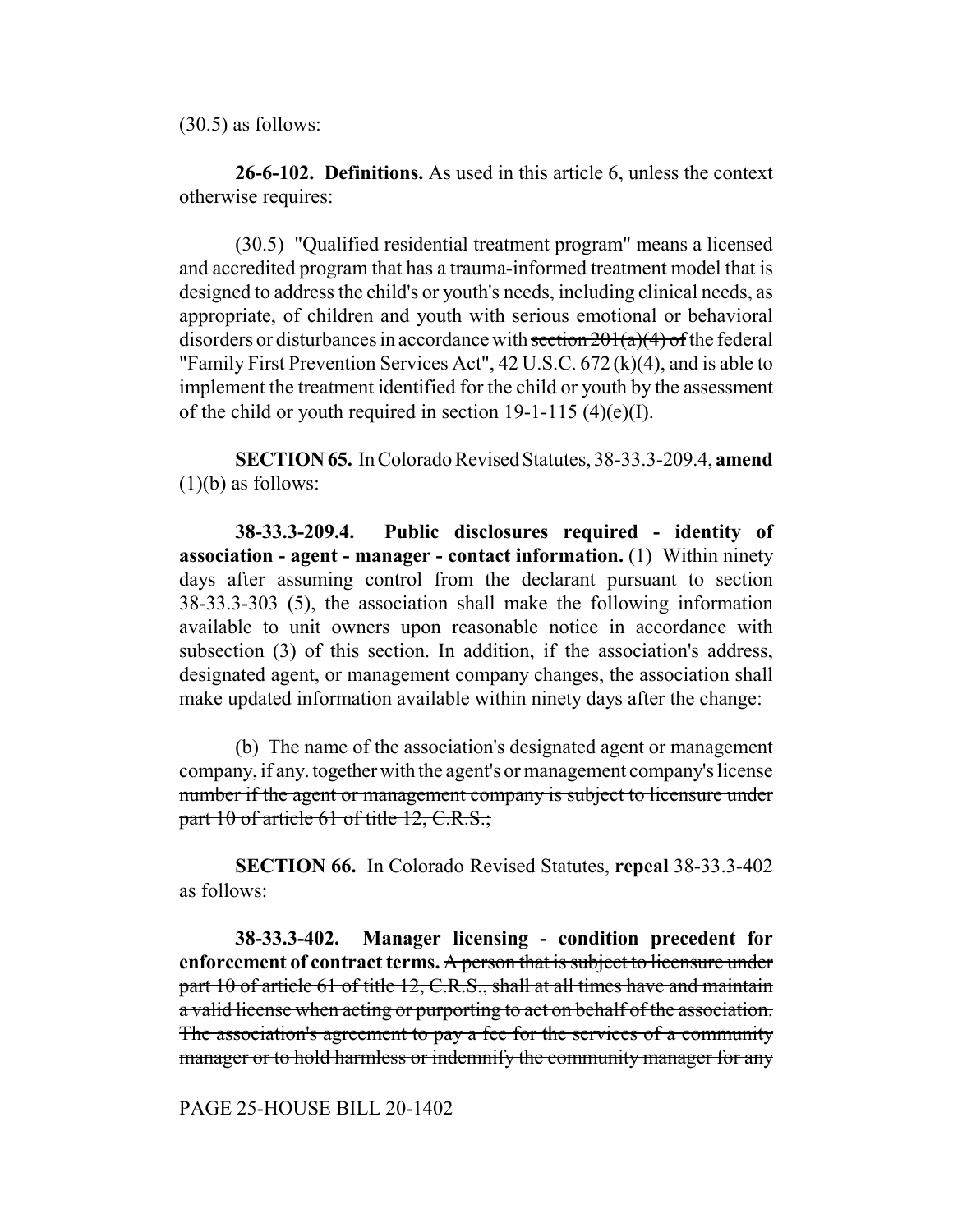(30.5) as follows:

**26-6-102. Definitions.** As used in this article 6, unless the context otherwise requires:

(30.5) "Qualified residential treatment program" means a licensed and accredited program that has a trauma-informed treatment model that is designed to address the child's or youth's needs, including clinical needs, as appropriate, of children and youth with serious emotional or behavioral disorders or disturbances in accordance with ~~section 201(a)(4) of~~ the federal "Family First Prevention Services Act", 42 U.S.C. 672 (k)(4), and is able to implement the treatment identified for the child or youth by the assessment of the child or youth required in section 19-1-115 (4)(e)(I).

**SECTION 65.** In Colorado Revised Statutes, 38-33.3-209.4, **amend** (1)(b) as follows:

**38-33.3-209.4. Public disclosures required - identity of association - agent - manager - contact information.** (1) Within ninety days after assuming control from the declarant pursuant to section 38-33.3-303 (5), the association shall make the following information available to unit owners upon reasonable notice in accordance with subsection (3) of this section. In addition, if the association's address, designated agent, or management company changes, the association shall make updated information available within ninety days after the change:

(b) The name of the association's designated agent or management company, if any. ~~together with the agent's or management company's license number if the agent or management company is subject to licensure under part 10 of article 61 of title 12, C.R.S.;~~

**SECTION 66.** In Colorado Revised Statutes, **repeal** 38-33.3-402 as follows:

**38-33.3-402. Manager licensing - condition precedent for enforcement of contract terms.** ~~A person that is subject to licensure under part 10 of article 61 of title 12, C.R.S., shall at all times have and maintain a valid license when acting or purporting to act on behalf of the association. The association's agreement to pay a fee for the services of a community manager or to hold harmless or indemnify the community manager for any~~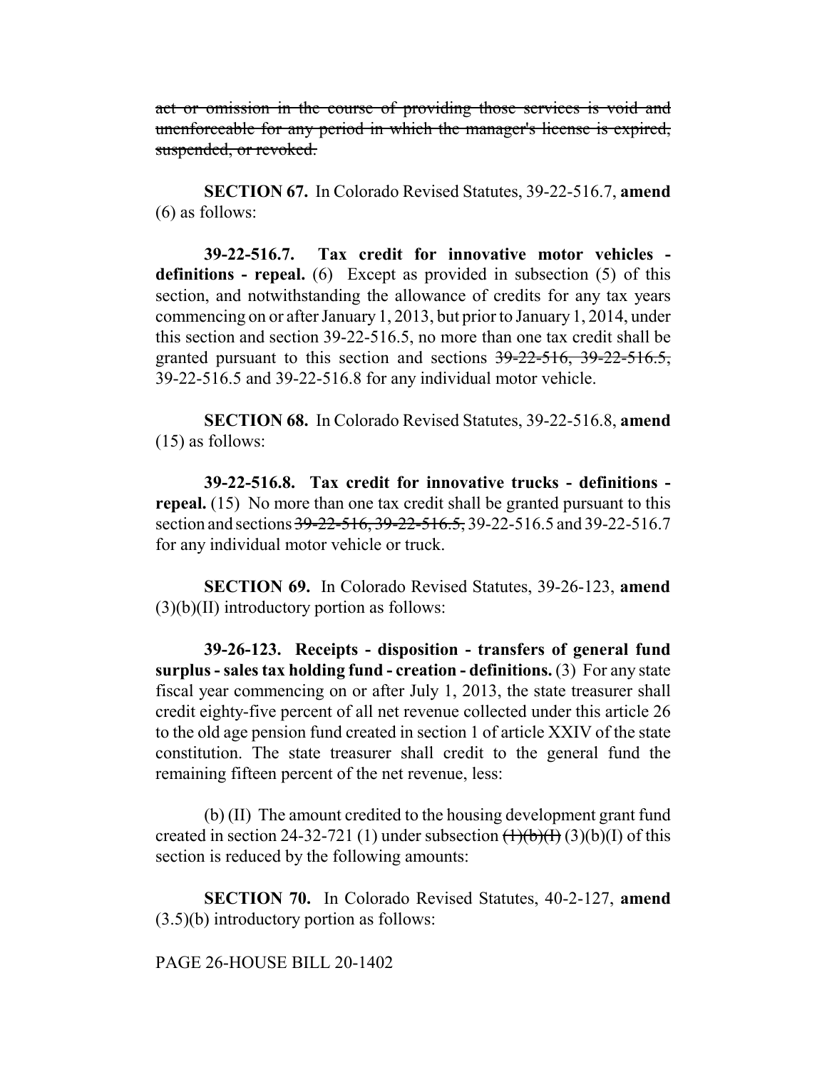~~act or omission in the course of providing those services is void and unenforceable for any period in which the manager's license is expired, suspended, or revoked.~~

**SECTION 67.** In Colorado Revised Statutes, 39-22-516.7, **amend** (6) as follows:

**39-22-516.7. Tax credit for innovative motor vehicles - definitions - repeal.** (6) Except as provided in subsection (5) of this section, and notwithstanding the allowance of credits for any tax years commencing on or after January 1, 2013, but prior to January 1, 2014, under this section and section 39-22-516.5, no more than one tax credit shall be granted pursuant to this section and sections ~~39-22-516, 39-22-516.5,~~ 39-22-516.5 and 39-22-516.8 for any individual motor vehicle.

**SECTION 68.** In Colorado Revised Statutes, 39-22-516.8, **amend** (15) as follows:

**39-22-516.8. Tax credit for innovative trucks - definitions - repeal.** (15) No more than one tax credit shall be granted pursuant to this section and sections ~~39-22-516, 39-22-516.5,~~ 39-22-516.5 and 39-22-516.7 for any individual motor vehicle or truck.

**SECTION 69.** In Colorado Revised Statutes, 39-26-123, **amend** (3)(b)(II) introductory portion as follows:

**39-26-123. Receipts - disposition - transfers of general fund surplus - sales tax holding fund - creation - definitions.** (3) For any state fiscal year commencing on or after July 1, 2013, the state treasurer shall credit eighty-five percent of all net revenue collected under this article 26 to the old age pension fund created in section 1 of article XXIV of the state constitution. The state treasurer shall credit to the general fund the remaining fifteen percent of the net revenue, less:

(b) (II) The amount credited to the housing development grant fund created in section 24-32-721 (1) under subsection ~~(1)(b)(I)~~ (3)(b)(I) of this section is reduced by the following amounts:

**SECTION 70.** In Colorado Revised Statutes, 40-2-127, **amend** (3.5)(b) introductory portion as follows: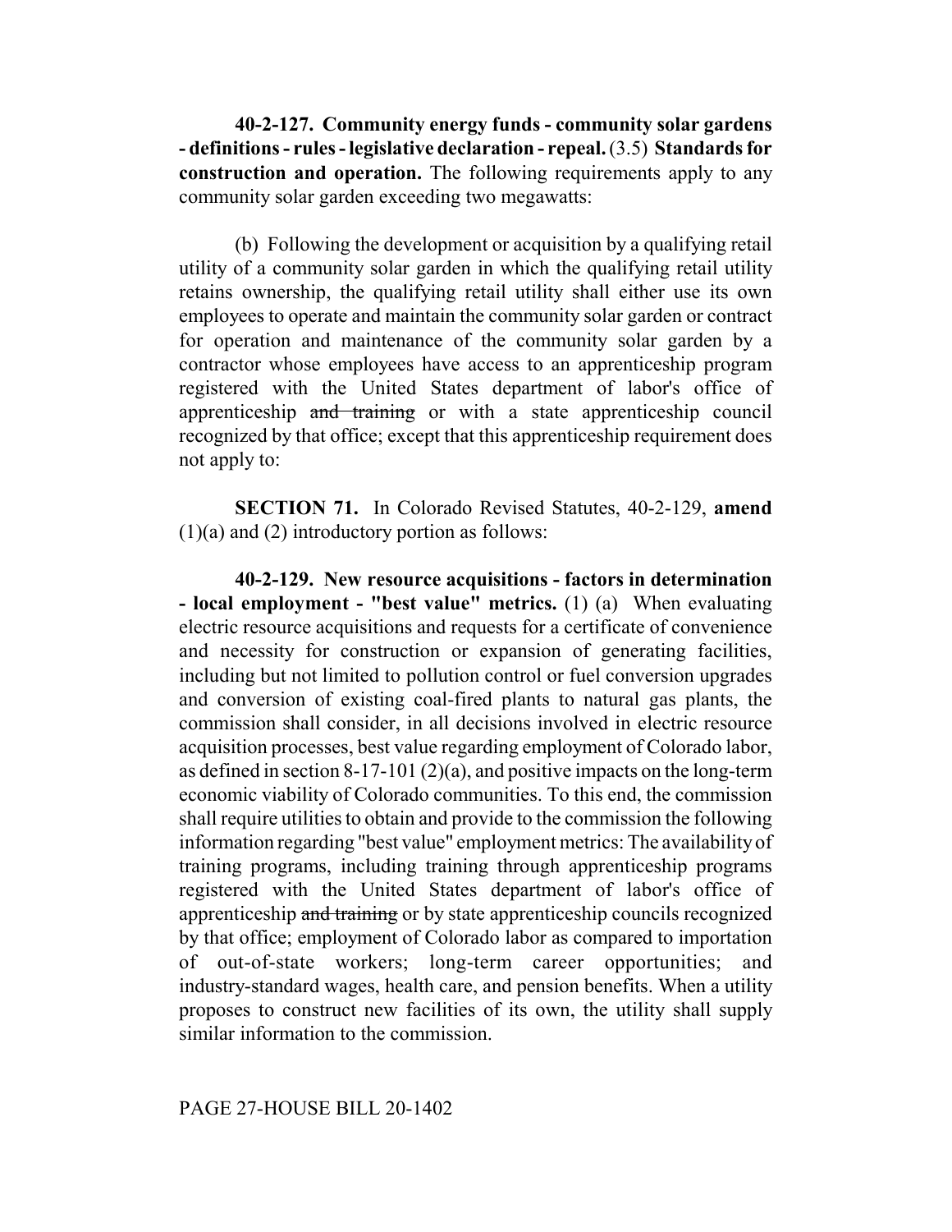**40-2-127. Community energy funds - community solar gardens - definitions - rules - legislative declaration - repeal.** (3.5) **Standards for construction and operation.** The following requirements apply to any community solar garden exceeding two megawatts:

(b) Following the development or acquisition by a qualifying retail utility of a community solar garden in which the qualifying retail utility retains ownership, the qualifying retail utility shall either use its own employees to operate and maintain the community solar garden or contract for operation and maintenance of the community solar garden by a contractor whose employees have access to an apprenticeship program registered with the United States department of labor's office of apprenticeship ~~and training~~ or with a state apprenticeship council recognized by that office; except that this apprenticeship requirement does not apply to:

**SECTION 71.** In Colorado Revised Statutes, 40-2-129, **amend** (1)(a) and (2) introductory portion as follows:

**40-2-129. New resource acquisitions - factors in determination - local employment - "best value" metrics.** (1) (a) When evaluating electric resource acquisitions and requests for a certificate of convenience and necessity for construction or expansion of generating facilities, including but not limited to pollution control or fuel conversion upgrades and conversion of existing coal-fired plants to natural gas plants, the commission shall consider, in all decisions involved in electric resource acquisition processes, best value regarding employment of Colorado labor, as defined in section 8-17-101 (2)(a), and positive impacts on the long-term economic viability of Colorado communities. To this end, the commission shall require utilities to obtain and provide to the commission the following information regarding "best value" employment metrics: The availability of training programs, including training through apprenticeship programs registered with the United States department of labor's office of apprenticeship ~~and training~~ or by state apprenticeship councils recognized by that office; employment of Colorado labor as compared to importation of out-of-state workers; long-term career opportunities; and industry-standard wages, health care, and pension benefits. When a utility proposes to construct new facilities of its own, the utility shall supply similar information to the commission.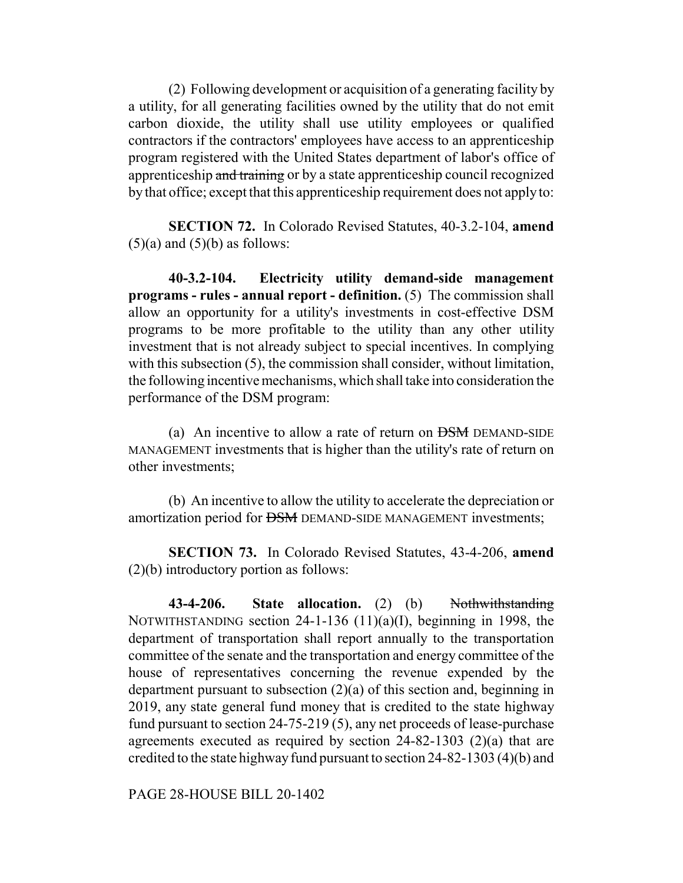(2) Following development or acquisition of a generating facility by a utility, for all generating facilities owned by the utility that do not emit carbon dioxide, the utility shall use utility employees or qualified contractors if the contractors' employees have access to an apprenticeship program registered with the United States department of labor's office of apprenticeship ~~and training~~ or by a state apprenticeship council recognized by that office; except that this apprenticeship requirement does not apply to:

**SECTION 72.** In Colorado Revised Statutes, 40-3.2-104, **amend** (5)(a) and (5)(b) as follows:

**40-3.2-104. Electricity utility demand-side management programs - rules - annual report - definition.** (5) The commission shall allow an opportunity for a utility's investments in cost-effective DSM programs to be more profitable to the utility than any other utility investment that is not already subject to special incentives. In complying with this subsection (5), the commission shall consider, without limitation, the following incentive mechanisms, which shall take into consideration the performance of the DSM program:

(a) An incentive to allow a rate of return on ~~DSM~~ DEMAND-SIDE MANAGEMENT investments that is higher than the utility's rate of return on other investments;

(b) An incentive to allow the utility to accelerate the depreciation or amortization period for ~~DSM~~ DEMAND-SIDE MANAGEMENT investments;

**SECTION 73.** In Colorado Revised Statutes, 43-4-206, **amend** (2)(b) introductory portion as follows:

**43-4-206. State allocation.** (2) (b) ~~Nothwithstanding~~ NOTWITHSTANDING section 24-1-136 (11)(a)(I), beginning in 1998, the department of transportation shall report annually to the transportation committee of the senate and the transportation and energy committee of the house of representatives concerning the revenue expended by the department pursuant to subsection (2)(a) of this section and, beginning in 2019, any state general fund money that is credited to the state highway fund pursuant to section 24-75-219 (5), any net proceeds of lease-purchase agreements executed as required by section 24-82-1303 (2)(a) that are credited to the state highway fund pursuant to section 24-82-1303 (4)(b) and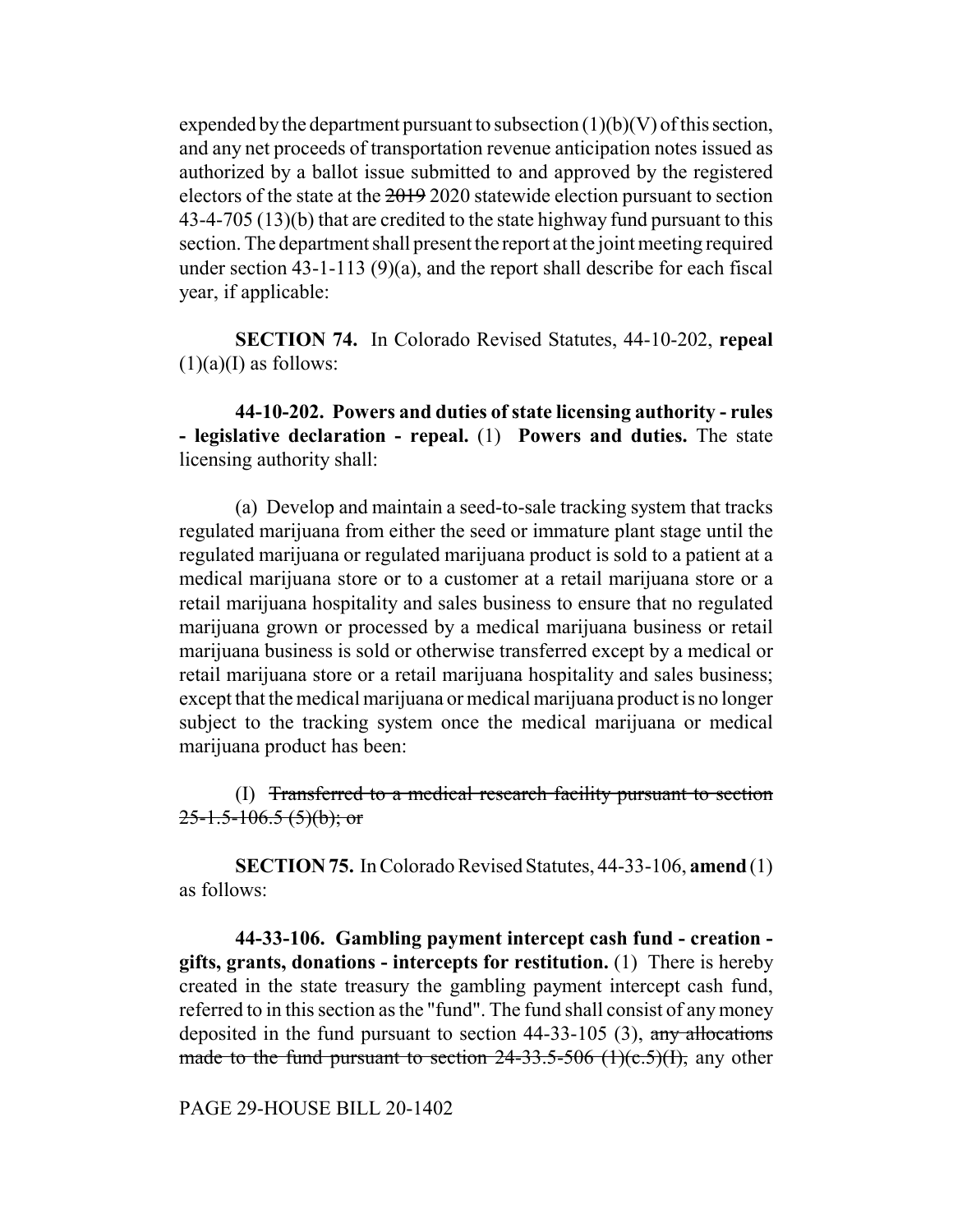expended by the department pursuant to subsection (1)(b)(V) of this section, and any net proceeds of transportation revenue anticipation notes issued as authorized by a ballot issue submitted to and approved by the registered electors of the state at the ~~2019~~ 2020 statewide election pursuant to section 43-4-705 (13)(b) that are credited to the state highway fund pursuant to this section. The department shall present the report at the joint meeting required under section 43-1-113 (9)(a), and the report shall describe for each fiscal year, if applicable:

**SECTION 74.** In Colorado Revised Statutes, 44-10-202, **repeal** (1)(a)(I) as follows:

**44-10-202. Powers and duties of state licensing authority - rules - legislative declaration - repeal.** (1) **Powers and duties.** The state licensing authority shall:

(a) Develop and maintain a seed-to-sale tracking system that tracks regulated marijuana from either the seed or immature plant stage until the regulated marijuana or regulated marijuana product is sold to a patient at a medical marijuana store or to a customer at a retail marijuana store or a retail marijuana hospitality and sales business to ensure that no regulated marijuana grown or processed by a medical marijuana business or retail marijuana business is sold or otherwise transferred except by a medical or retail marijuana store or a retail marijuana hospitality and sales business; except that the medical marijuana or medical marijuana product is no longer subject to the tracking system once the medical marijuana or medical marijuana product has been:

(I) ~~Transferred to a medical research facility pursuant to section 25-1.5-106.5 (5)(b); or~~

**SECTION 75.** In Colorado Revised Statutes, 44-33-106, **amend** (1) as follows:

**44-33-106. Gambling payment intercept cash fund - creation - gifts, grants, donations - intercepts for restitution.** (1) There is hereby created in the state treasury the gambling payment intercept cash fund, referred to in this section as the "fund". The fund shall consist of any money deposited in the fund pursuant to section 44-33-105 (3), ~~any allocations made to the fund pursuant to section 24-33.5-506 (1)(c.5)(I),~~ any other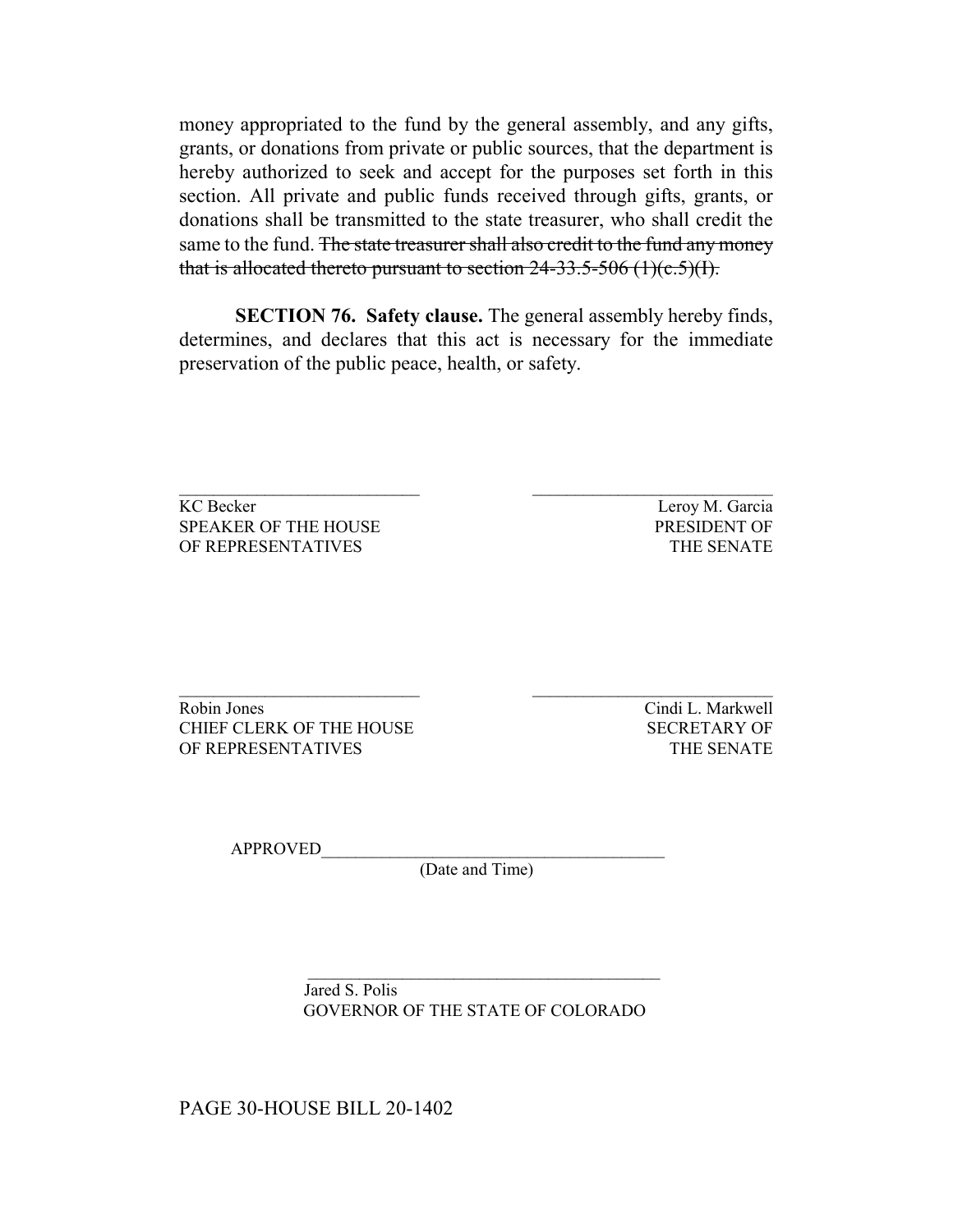money appropriated to the fund by the general assembly, and any gifts, grants, or donations from private or public sources, that the department is hereby authorized to seek and accept for the purposes set forth in this section. All private and public funds received through gifts, grants, or donations shall be transmitted to the state treasurer, who shall credit the same to the fund. ~~The state treasurer shall also credit to the fund any money that is allocated thereto pursuant to section 24-33.5-506 (1)(c.5)(I).~~

**SECTION 76. Safety clause.** The general assembly hereby finds, determines, and declares that this act is necessary for the immediate preservation of the public peace, health, or safety.

____________________________ ____________________________
KC Becker
SPEAKER OF THE HOUSE
OF REPRESENTATIVES

Leroy M. Garcia
PRESIDENT OF
THE SENATE

____________________________ ____________________________
Robin Jones
CHIEF CLERK OF THE HOUSE
OF REPRESENTATIVES

Cindi L. Markwell
SECRETARY OF
THE SENATE

APPROVED________________________________________
(Date and Time)

_________________________________________
Jared S. Polis
GOVERNOR OF THE STATE OF COLORADO

PAGE 30-HOUSE BILL 20-1402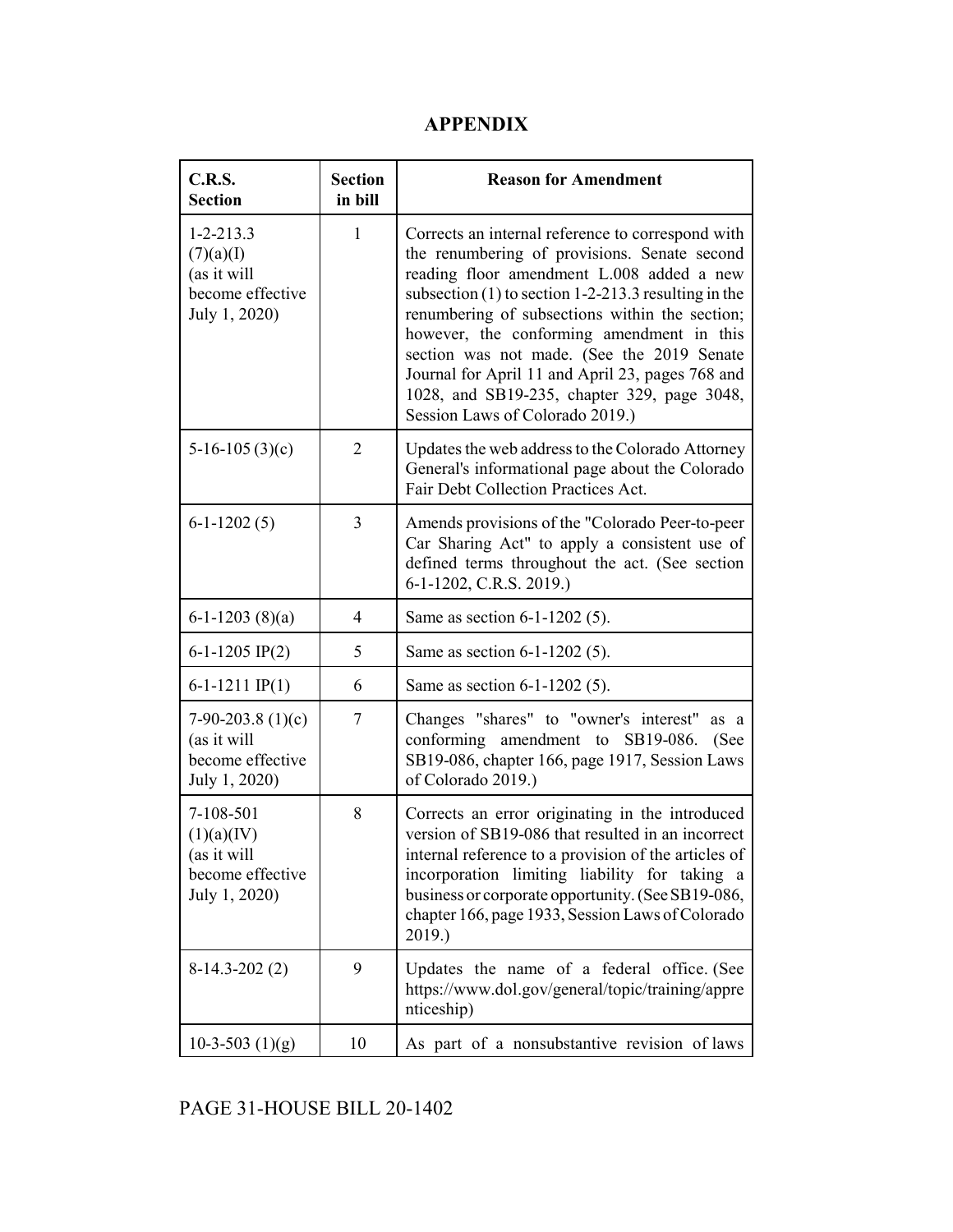# APPENDIX

| C.R.S. Section | Section in bill | Reason for Amendment |
|---|---|---|
| 1-2-213.3 (7)(a)(I) (as it will become effective July 1, 2020) | 1 | Corrects an internal reference to correspond with the renumbering of provisions. Senate second reading floor amendment L.008 added a new subsection (1) to section 1-2-213.3 resulting in the renumbering of subsections within the section; however, the conforming amendment in this section was not made. (See the 2019 Senate Journal for April 11 and April 23, pages 768 and 1028, and SB19-235, chapter 329, page 3048, Session Laws of Colorado 2019.) |
| 5-16-105 (3)(c) | 2 | Updates the web address to the Colorado Attorney General's informational page about the Colorado Fair Debt Collection Practices Act. |
| 6-1-1202 (5) | 3 | Amends provisions of the "Colorado Peer-to-peer Car Sharing Act" to apply a consistent use of defined terms throughout the act. (See section 6-1-1202, C.R.S. 2019.) |
| 6-1-1203 (8)(a) | 4 | Same as section 6-1-1202 (5). |
| 6-1-1205 IP(2) | 5 | Same as section 6-1-1202 (5). |
| 6-1-1211 IP(1) | 6 | Same as section 6-1-1202 (5). |
| 7-90-203.8 (1)(c) (as it will become effective July 1, 2020) | 7 | Changes "shares" to "owner's interest" as a conforming amendment to SB19-086. (See SB19-086, chapter 166, page 1917, Session Laws of Colorado 2019.) |
| 7-108-501 (1)(a)(IV) (as it will become effective July 1, 2020) | 8 | Corrects an error originating in the introduced version of SB19-086 that resulted in an incorrect internal reference to a provision of the articles of incorporation limiting liability for taking a business or corporate opportunity. (See SB19-086, chapter 166, page 1933, Session Laws of Colorado 2019.) |
| 8-14.3-202 (2) | 9 | Updates the name of a federal office. (See https://www.dol.gov/general/topic/training/apprenticeship) |
| 10-3-503 (1)(g) | 10 | As part of a nonsubstantive revision of laws |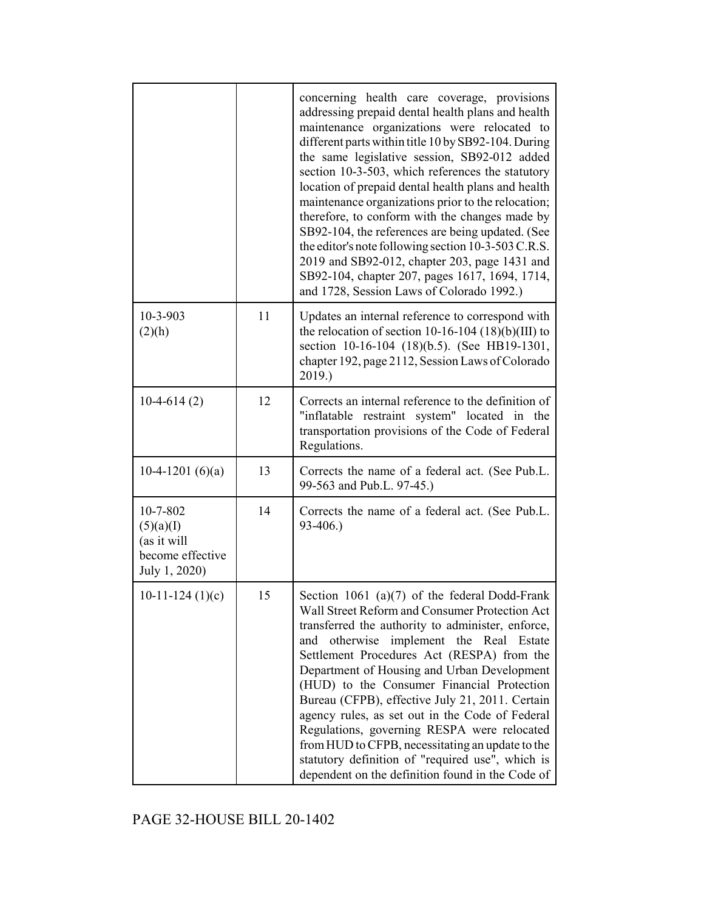| | | |
|---|---|---|
| | | concerning health care coverage, provisions addressing prepaid dental health plans and health maintenance organizations were relocated to different parts within title 10 by SB92-104. During the same legislative session, SB92-012 added section 10-3-503, which references the statutory location of prepaid dental health plans and health maintenance organizations prior to the relocation; therefore, to conform with the changes made by SB92-104, the references are being updated. (See the editor's note following section 10-3-503 C.R.S. 2019 and SB92-012, chapter 203, page 1431 and SB92-104, chapter 207, pages 1617, 1694, 1714, and 1728, Session Laws of Colorado 1992.) |
| 10-3-903 (2)(h) | 11 | Updates an internal reference to correspond with the relocation of section 10-16-104 (18)(b)(III) to section 10-16-104 (18)(b.5). (See HB19-1301, chapter 192, page 2112, Session Laws of Colorado 2019.) |
| 10-4-614 (2) | 12 | Corrects an internal reference to the definition of "inflatable restraint system" located in the transportation provisions of the Code of Federal Regulations. |
| 10-4-1201 (6)(a) | 13 | Corrects the name of a federal act. (See Pub.L. 99-563 and Pub.L. 97-45.) |
| 10-7-802 (5)(a)(I) (as it will become effective July 1, 2020) | 14 | Corrects the name of a federal act. (See Pub.L. 93-406.) |
| 10-11-124 (1)(c) | 15 | Section 1061 (a)(7) of the federal Dodd-Frank Wall Street Reform and Consumer Protection Act transferred the authority to administer, enforce, and otherwise implement the Real Estate Settlement Procedures Act (RESPA) from the Department of Housing and Urban Development (HUD) to the Consumer Financial Protection Bureau (CFPB), effective July 21, 2011. Certain agency rules, as set out in the Code of Federal Regulations, governing RESPA were relocated from HUD to CFPB, necessitating an update to the statutory definition of "required use", which is dependent on the definition found in the Code of |

PAGE 32-HOUSE BILL 20-1402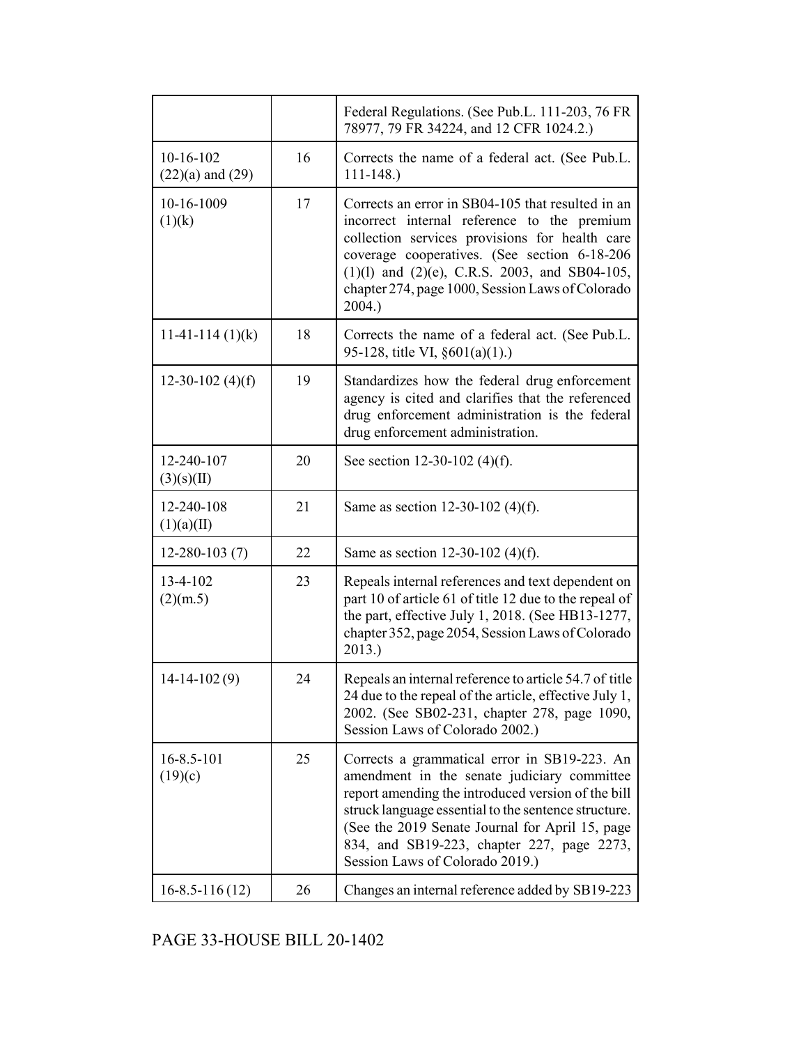| | | |
|---|---|---|
| | | Federal Regulations. (See Pub.L. 111-203, 76 FR 78977, 79 FR 34224, and 12 CFR 1024.2.) |
| 10-16-102 (22)(a) and (29) | 16 | Corrects the name of a federal act. (See Pub.L. 111-148.) |
| 10-16-1009 (1)(k) | 17 | Corrects an error in SB04-105 that resulted in an incorrect internal reference to the premium collection services provisions for health care coverage cooperatives. (See section 6-18-206 (1)(l) and (2)(e), C.R.S. 2003, and SB04-105, chapter 274, page 1000, Session Laws of Colorado 2004.) |
| 11-41-114 (1)(k) | 18 | Corrects the name of a federal act. (See Pub.L. 95-128, title VI, §601(a)(1).) |
| 12-30-102 (4)(f) | 19 | Standardizes how the federal drug enforcement agency is cited and clarifies that the referenced drug enforcement administration is the federal drug enforcement administration. |
| 12-240-107 (3)(s)(II) | 20 | See section 12-30-102 (4)(f). |
| 12-240-108 (1)(a)(II) | 21 | Same as section 12-30-102 (4)(f). |
| 12-280-103 (7) | 22 | Same as section 12-30-102 (4)(f). |
| 13-4-102 (2)(m.5) | 23 | Repeals internal references and text dependent on part 10 of article 61 of title 12 due to the repeal of the part, effective July 1, 2018. (See HB13-1277, chapter 352, page 2054, Session Laws of Colorado 2013.) |
| 14-14-102 (9) | 24 | Repeals an internal reference to article 54.7 of title 24 due to the repeal of the article, effective July 1, 2002. (See SB02-231, chapter 278, page 1090, Session Laws of Colorado 2002.) |
| 16-8.5-101 (19)(c) | 25 | Corrects a grammatical error in SB19-223. An amendment in the senate judiciary committee report amending the introduced version of the bill struck language essential to the sentence structure. (See the 2019 Senate Journal for April 15, page 834, and SB19-223, chapter 227, page 2273, Session Laws of Colorado 2019.) |
| 16-8.5-116 (12) | 26 | Changes an internal reference added by SB19-223 |

PAGE 33-HOUSE BILL 20-1402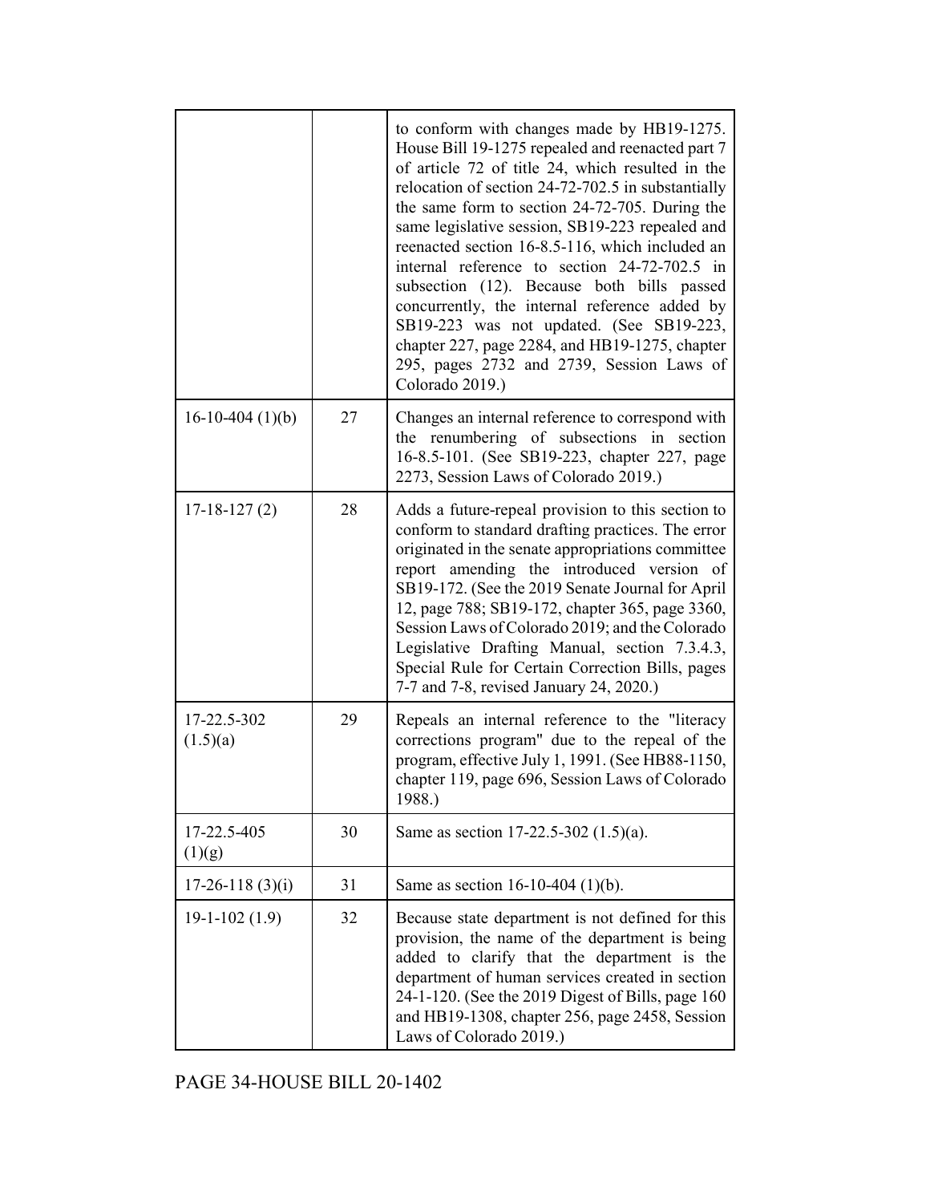| | | |
|---|---|---|
| | | to conform with changes made by HB19-1275. House Bill 19-1275 repealed and reenacted part 7 of article 72 of title 24, which resulted in the relocation of section 24-72-702.5 in substantially the same form to section 24-72-705. During the same legislative session, SB19-223 repealed and reenacted section 16-8.5-116, which included an internal reference to section 24-72-702.5 in subsection (12). Because both bills passed concurrently, the internal reference added by SB19-223 was not updated. (See SB19-223, chapter 227, page 2284, and HB19-1275, chapter 295, pages 2732 and 2739, Session Laws of Colorado 2019.) |
| 16-10-404 (1)(b) | 27 | Changes an internal reference to correspond with the renumbering of subsections in section 16-8.5-101. (See SB19-223, chapter 227, page 2273, Session Laws of Colorado 2019.) |
| 17-18-127 (2) | 28 | Adds a future-repeal provision to this section to conform to standard drafting practices. The error originated in the senate appropriations committee report amending the introduced version of SB19-172. (See the 2019 Senate Journal for April 12, page 788; SB19-172, chapter 365, page 3360, Session Laws of Colorado 2019; and the Colorado Legislative Drafting Manual, section 7.3.4.3, Special Rule for Certain Correction Bills, pages 7-7 and 7-8, revised January 24, 2020.) |
| 17-22.5-302 (1.5)(a) | 29 | Repeals an internal reference to the "literacy corrections program" due to the repeal of the program, effective July 1, 1991. (See HB88-1150, chapter 119, page 696, Session Laws of Colorado 1988.) |
| 17-22.5-405 (1)(g) | 30 | Same as section 17-22.5-302 (1.5)(a). |
| 17-26-118 (3)(i) | 31 | Same as section 16-10-404 (1)(b). |
| 19-1-102 (1.9) | 32 | Because state department is not defined for this provision, the name of the department is being added to clarify that the department is the department of human services created in section 24-1-120. (See the 2019 Digest of Bills, page 160 and HB19-1308, chapter 256, page 2458, Session Laws of Colorado 2019.) |

PAGE 34-HOUSE BILL 20-1402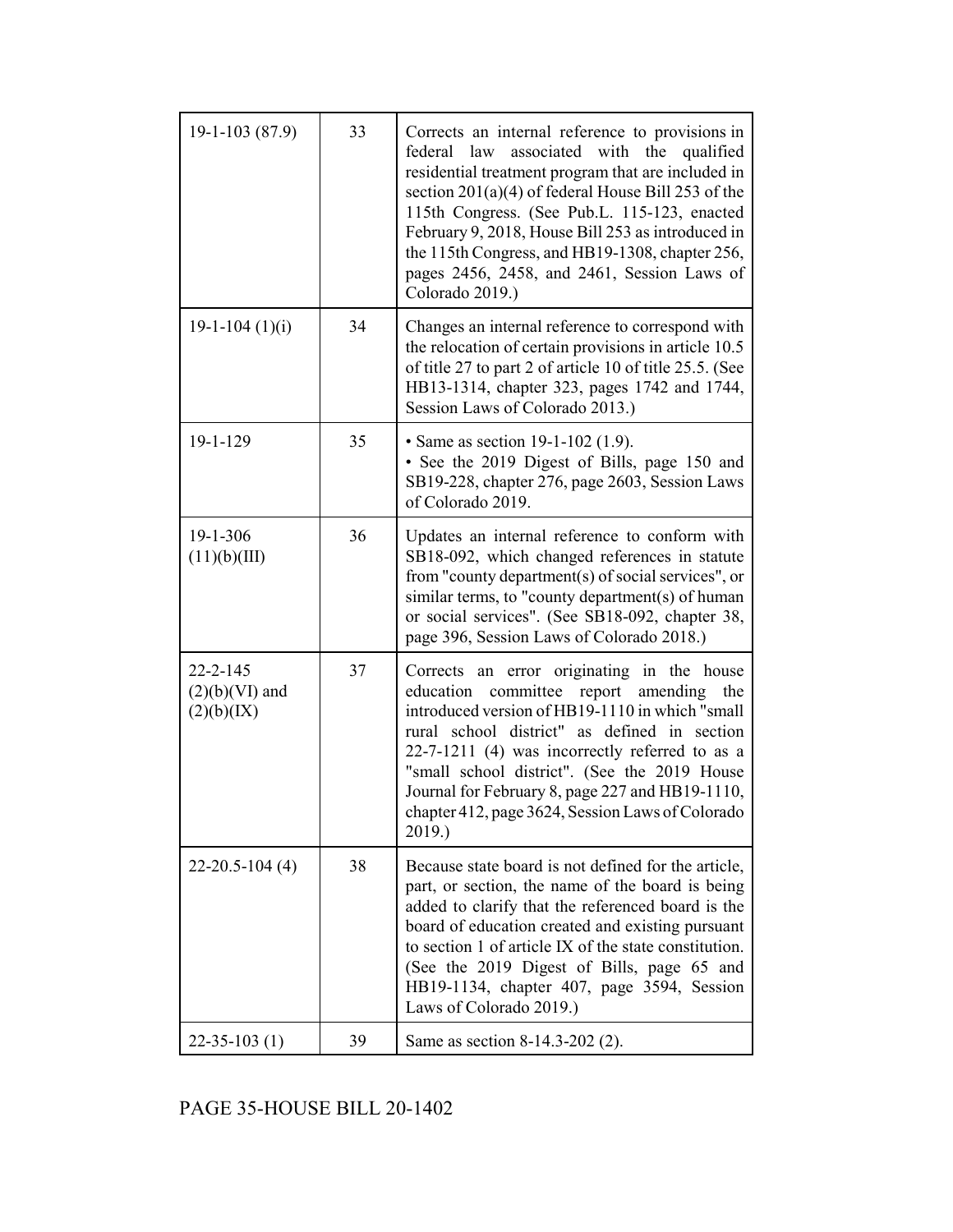| | | |
|---|---|---|
| 19-1-103 (87.9) | 33 | Corrects an internal reference to provisions in federal law associated with the qualified residential treatment program that are included in section 201(a)(4) of federal House Bill 253 of the 115th Congress. (See Pub.L. 115-123, enacted February 9, 2018, House Bill 253 as introduced in the 115th Congress, and HB19-1308, chapter 256, pages 2456, 2458, and 2461, Session Laws of Colorado 2019.) |
| 19-1-104 (1)(i) | 34 | Changes an internal reference to correspond with the relocation of certain provisions in article 10.5 of title 27 to part 2 of article 10 of title 25.5. (See HB13-1314, chapter 323, pages 1742 and 1744, Session Laws of Colorado 2013.) |
| 19-1-129 | 35 | • Same as section 19-1-102 (1.9).<br>• See the 2019 Digest of Bills, page 150 and SB19-228, chapter 276, page 2603, Session Laws of Colorado 2019. |
| 19-1-306 (11)(b)(III) | 36 | Updates an internal reference to conform with SB18-092, which changed references in statute from "county department(s) of social services", or similar terms, to "county department(s) of human or social services". (See SB18-092, chapter 38, page 396, Session Laws of Colorado 2018.) |
| 22-2-145 (2)(b)(VI) and (2)(b)(IX) | 37 | Corrects an error originating in the house education committee report amending the introduced version of HB19-1110 in which "small rural school district" as defined in section 22-7-1211 (4) was incorrectly referred to as a "small school district". (See the 2019 House Journal for February 8, page 227 and HB19-1110, chapter 412, page 3624, Session Laws of Colorado 2019.) |
| 22-20.5-104 (4) | 38 | Because state board is not defined for the article, part, or section, the name of the board is being added to clarify that the referenced board is the board of education created and existing pursuant to section 1 of article IX of the state constitution. (See the 2019 Digest of Bills, page 65 and HB19-1134, chapter 407, page 3594, Session Laws of Colorado 2019.) |
| 22-35-103 (1) | 39 | Same as section 8-14.3-202 (2). |

PAGE 35-HOUSE BILL 20-1402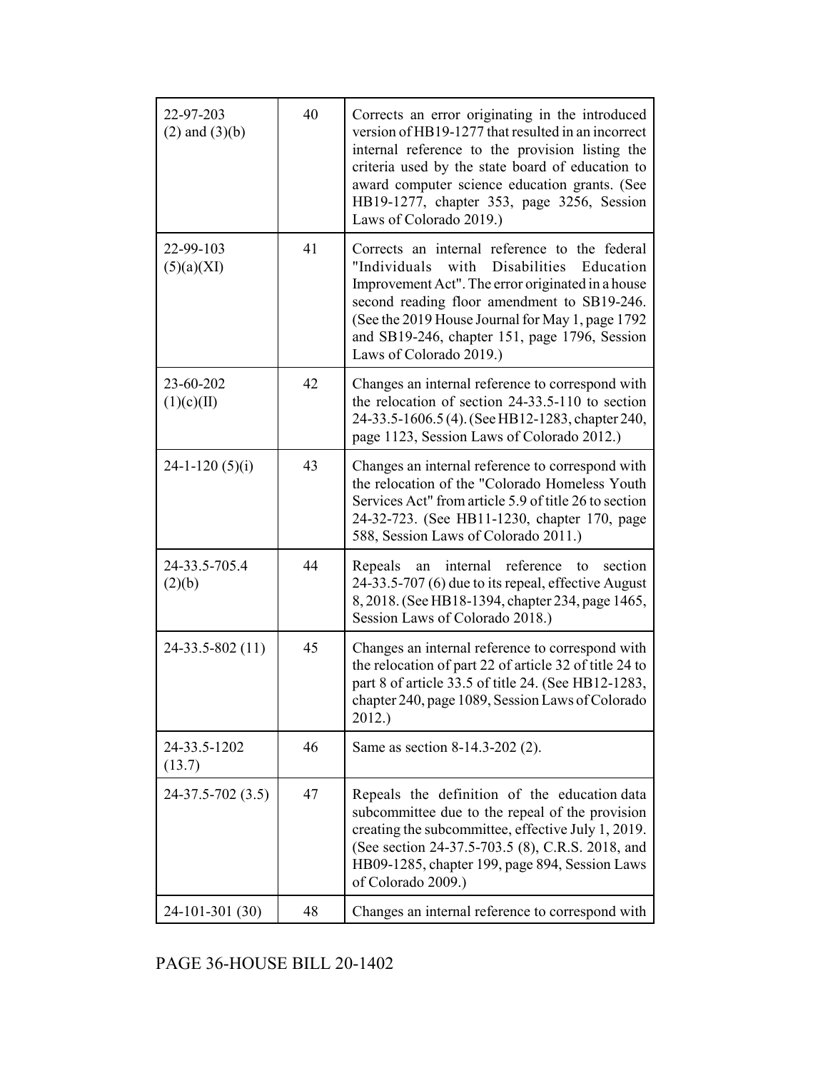| | | |
|---|---|---|
| 22-97-203 (2) and (3)(b) | 40 | Corrects an error originating in the introduced version of HB19-1277 that resulted in an incorrect internal reference to the provision listing the criteria used by the state board of education to award computer science education grants. (See HB19-1277, chapter 353, page 3256, Session Laws of Colorado 2019.) |
| 22-99-103 (5)(a)(XI) | 41 | Corrects an internal reference to the federal "Individuals with Disabilities Education Improvement Act". The error originated in a house second reading floor amendment to SB19-246. (See the 2019 House Journal for May 1, page 1792 and SB19-246, chapter 151, page 1796, Session Laws of Colorado 2019.) |
| 23-60-202 (1)(c)(II) | 42 | Changes an internal reference to correspond with the relocation of section 24-33.5-110 to section 24-33.5-1606.5 (4). (See HB12-1283, chapter 240, page 1123, Session Laws of Colorado 2012.) |
| 24-1-120 (5)(i) | 43 | Changes an internal reference to correspond with the relocation of the "Colorado Homeless Youth Services Act" from article 5.9 of title 26 to section 24-32-723. (See HB11-1230, chapter 170, page 588, Session Laws of Colorado 2011.) |
| 24-33.5-705.4 (2)(b) | 44 | Repeals an internal reference to section 24-33.5-707 (6) due to its repeal, effective August 8, 2018. (See HB18-1394, chapter 234, page 1465, Session Laws of Colorado 2018.) |
| 24-33.5-802 (11) | 45 | Changes an internal reference to correspond with the relocation of part 22 of article 32 of title 24 to part 8 of article 33.5 of title 24. (See HB12-1283, chapter 240, page 1089, Session Laws of Colorado 2012.) |
| 24-33.5-1202 (13.7) | 46 | Same as section 8-14.3-202 (2). |
| 24-37.5-702 (3.5) | 47 | Repeals the definition of the education data subcommittee due to the repeal of the provision creating the subcommittee, effective July 1, 2019. (See section 24-37.5-703.5 (8), C.R.S. 2018, and HB09-1285, chapter 199, page 894, Session Laws of Colorado 2009.) |
| 24-101-301 (30) | 48 | Changes an internal reference to correspond with |

PAGE 36-HOUSE BILL 20-1402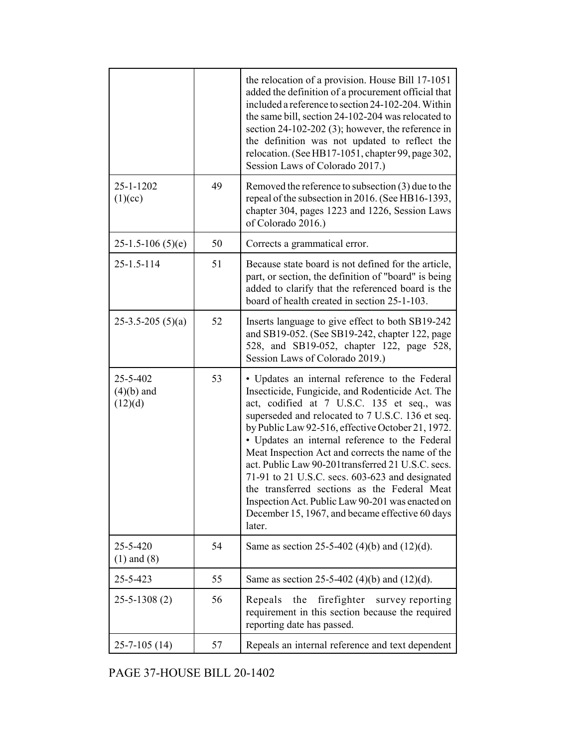| | | |
|---|---|---|
| | | the relocation of a provision. House Bill 17-1051 added the definition of a procurement official that included a reference to section 24-102-204. Within the same bill, section 24-102-204 was relocated to section 24-102-202 (3); however, the reference in the definition was not updated to reflect the relocation. (See HB17-1051, chapter 99, page 302, Session Laws of Colorado 2017.) |
| 25-1-1202 (1)(cc) | 49 | Removed the reference to subsection (3) due to the repeal of the subsection in 2016. (See HB16-1393, chapter 304, pages 1223 and 1226, Session Laws of Colorado 2016.) |
| 25-1.5-106 (5)(e) | 50 | Corrects a grammatical error. |
| 25-1.5-114 | 51 | Because state board is not defined for the article, part, or section, the definition of "board" is being added to clarify that the referenced board is the board of health created in section 25-1-103. |
| 25-3.5-205 (5)(a) | 52 | Inserts language to give effect to both SB19-242 and SB19-052. (See SB19-242, chapter 122, page 528, and SB19-052, chapter 122, page 528, Session Laws of Colorado 2019.) |
| 25-5-402 (4)(b) and (12)(d) | 53 | • Updates an internal reference to the Federal Insecticide, Fungicide, and Rodenticide Act. The act, codified at 7 U.S.C. 135 et seq., was superseded and relocated to 7 U.S.C. 136 et seq. by Public Law 92-516, effective October 21, 1972. • Updates an internal reference to the Federal Meat Inspection Act and corrects the name of the act. Public Law 90-201transferred 21 U.S.C. secs. 71-91 to 21 U.S.C. secs. 603-623 and designated the transferred sections as the Federal Meat Inspection Act. Public Law 90-201 was enacted on December 15, 1967, and became effective 60 days later. |
| 25-5-420 (1) and (8) | 54 | Same as section 25-5-402 (4)(b) and (12)(d). |
| 25-5-423 | 55 | Same as section 25-5-402 (4)(b) and (12)(d). |
| 25-5-1308 (2) | 56 | Repeals the firefighter survey reporting requirement in this section because the required reporting date has passed. |
| 25-7-105 (14) | 57 | Repeals an internal reference and text dependent |

PAGE 37-HOUSE BILL 20-1402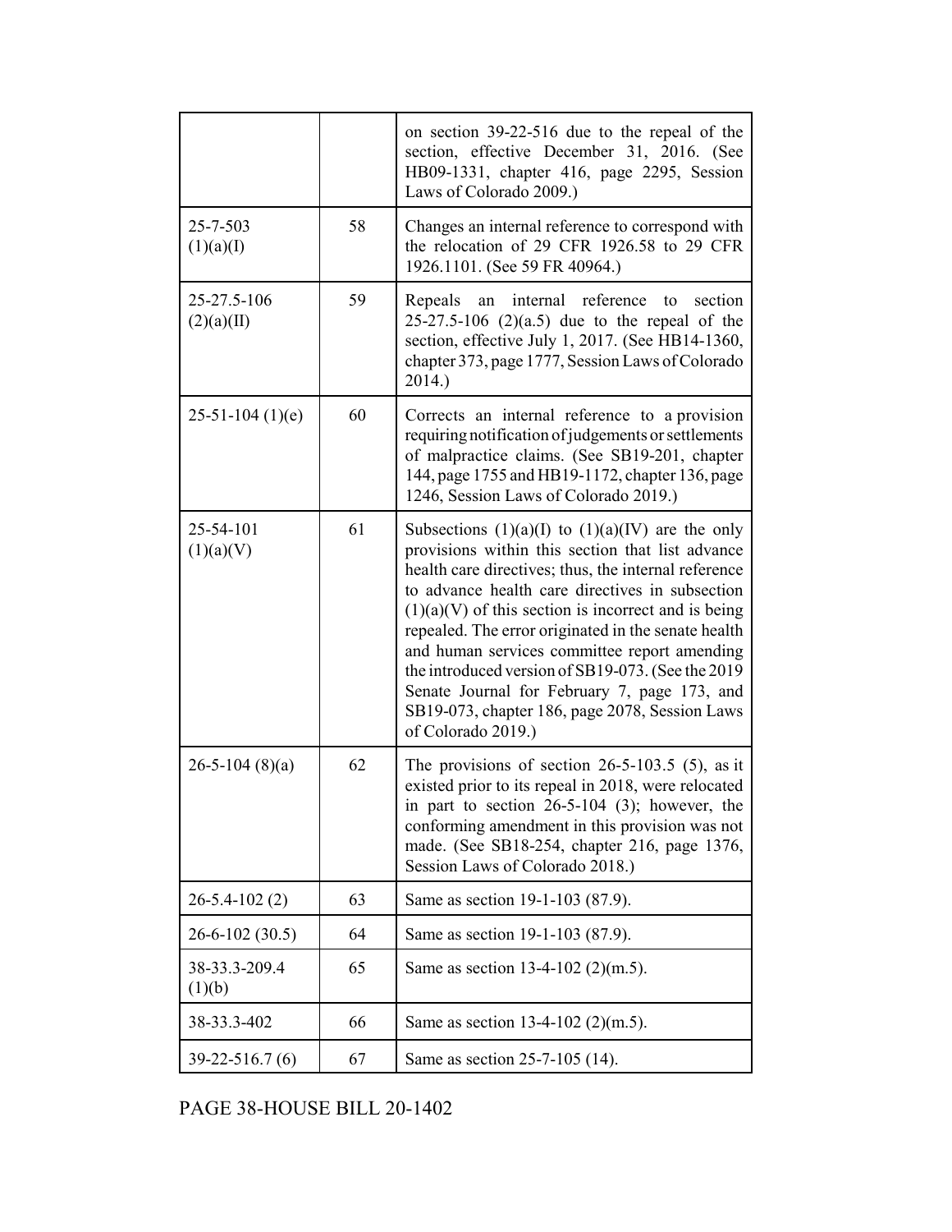| | | |
|---|---|---|
| | | on section 39-22-516 due to the repeal of the section, effective December 31, 2016. (See HB09-1331, chapter 416, page 2295, Session Laws of Colorado 2009.) |
| 25-7-503 (1)(a)(I) | 58 | Changes an internal reference to correspond with the relocation of 29 CFR 1926.58 to 29 CFR 1926.1101. (See 59 FR 40964.) |
| 25-27.5-106 (2)(a)(II) | 59 | Repeals an internal reference to section 25-27.5-106 (2)(a.5) due to the repeal of the section, effective July 1, 2017. (See HB14-1360, chapter 373, page 1777, Session Laws of Colorado 2014.) |
| 25-51-104 (1)(e) | 60 | Corrects an internal reference to a provision requiring notification of judgements or settlements of malpractice claims. (See SB19-201, chapter 144, page 1755 and HB19-1172, chapter 136, page 1246, Session Laws of Colorado 2019.) |
| 25-54-101 (1)(a)(V) | 61 | Subsections (1)(a)(I) to (1)(a)(IV) are the only provisions within this section that list advance health care directives; thus, the internal reference to advance health care directives in subsection (1)(a)(V) of this section is incorrect and is being repealed. The error originated in the senate health and human services committee report amending the introduced version of SB19-073. (See the 2019 Senate Journal for February 7, page 173, and SB19-073, chapter 186, page 2078, Session Laws of Colorado 2019.) |
| 26-5-104 (8)(a) | 62 | The provisions of section 26-5-103.5 (5), as it existed prior to its repeal in 2018, were relocated in part to section 26-5-104 (3); however, the conforming amendment in this provision was not made. (See SB18-254, chapter 216, page 1376, Session Laws of Colorado 2018.) |
| 26-5.4-102 (2) | 63 | Same as section 19-1-103 (87.9). |
| 26-6-102 (30.5) | 64 | Same as section 19-1-103 (87.9). |
| 38-33.3-209.4 (1)(b) | 65 | Same as section 13-4-102 (2)(m.5). |
| 38-33.3-402 | 66 | Same as section 13-4-102 (2)(m.5). |
| 39-22-516.7 (6) | 67 | Same as section 25-7-105 (14). |

PAGE 38-HOUSE BILL 20-1402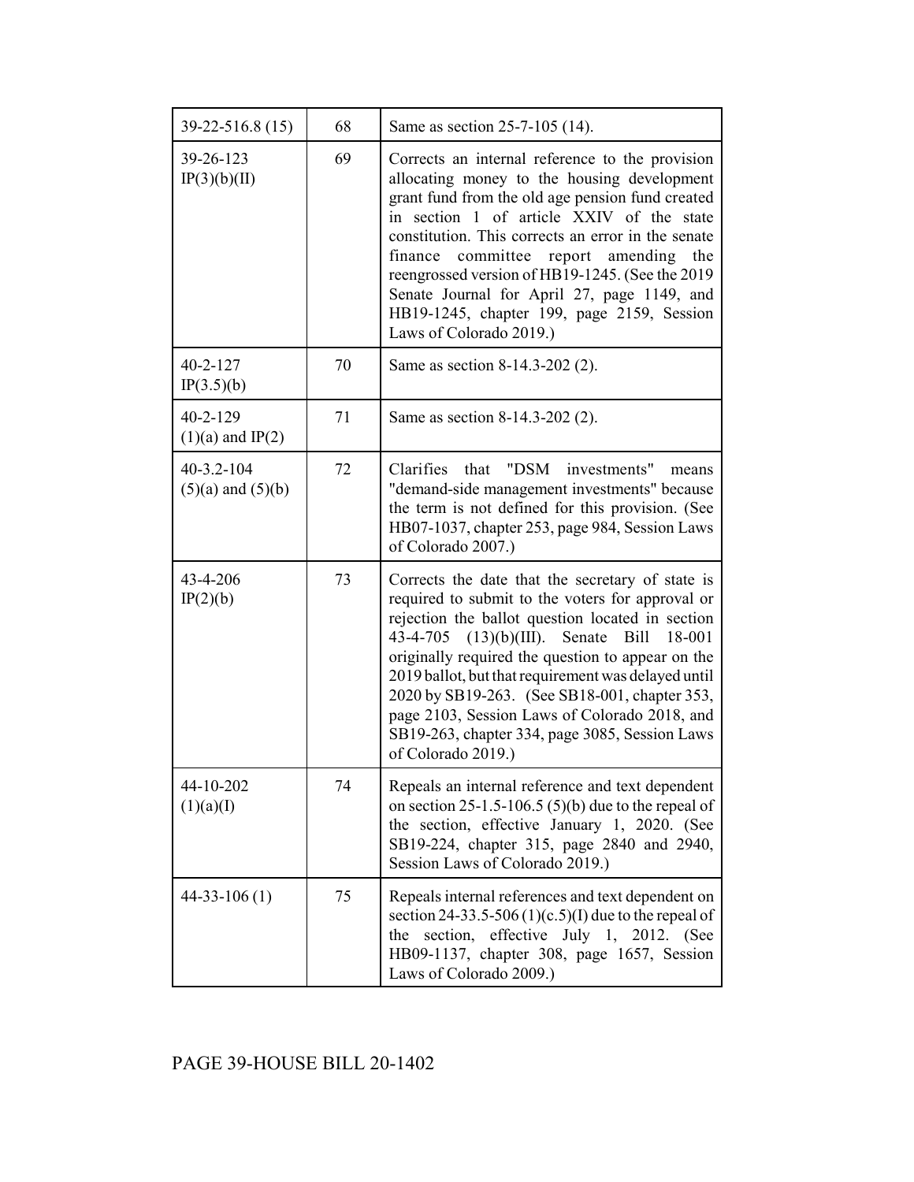| | | |
|---|---|---|
| 39-22-516.8 (15) | 68 | Same as section 25-7-105 (14). |
| 39-26-123 IP(3)(b)(II) | 69 | Corrects an internal reference to the provision allocating money to the housing development grant fund from the old age pension fund created in section 1 of article XXIV of the state constitution. This corrects an error in the senate finance committee report amending the reengrossed version of HB19-1245. (See the 2019 Senate Journal for April 27, page 1149, and HB19-1245, chapter 199, page 2159, Session Laws of Colorado 2019.) |
| 40-2-127 IP(3.5)(b) | 70 | Same as section 8-14.3-202 (2). |
| 40-2-129 (1)(a) and IP(2) | 71 | Same as section 8-14.3-202 (2). |
| 40-3.2-104 (5)(a) and (5)(b) | 72 | Clarifies that "DSM investments" means "demand-side management investments" because the term is not defined for this provision. (See HB07-1037, chapter 253, page 984, Session Laws of Colorado 2007.) |
| 43-4-206 IP(2)(b) | 73 | Corrects the date that the secretary of state is required to submit to the voters for approval or rejection the ballot question located in section 43-4-705 (13)(b)(III). Senate Bill 18-001 originally required the question to appear on the 2019 ballot, but that requirement was delayed until 2020 by SB19-263. (See SB18-001, chapter 353, page 2103, Session Laws of Colorado 2018, and SB19-263, chapter 334, page 3085, Session Laws of Colorado 2019.) |
| 44-10-202 (1)(a)(I) | 74 | Repeals an internal reference and text dependent on section 25-1.5-106.5 (5)(b) due to the repeal of the section, effective January 1, 2020. (See SB19-224, chapter 315, page 2840 and 2940, Session Laws of Colorado 2019.) |
| 44-33-106 (1) | 75 | Repeals internal references and text dependent on section 24-33.5-506 (1)(c.5)(I) due to the repeal of the section, effective July 1, 2012. (See HB09-1137, chapter 308, page 1657, Session Laws of Colorado 2009.) |